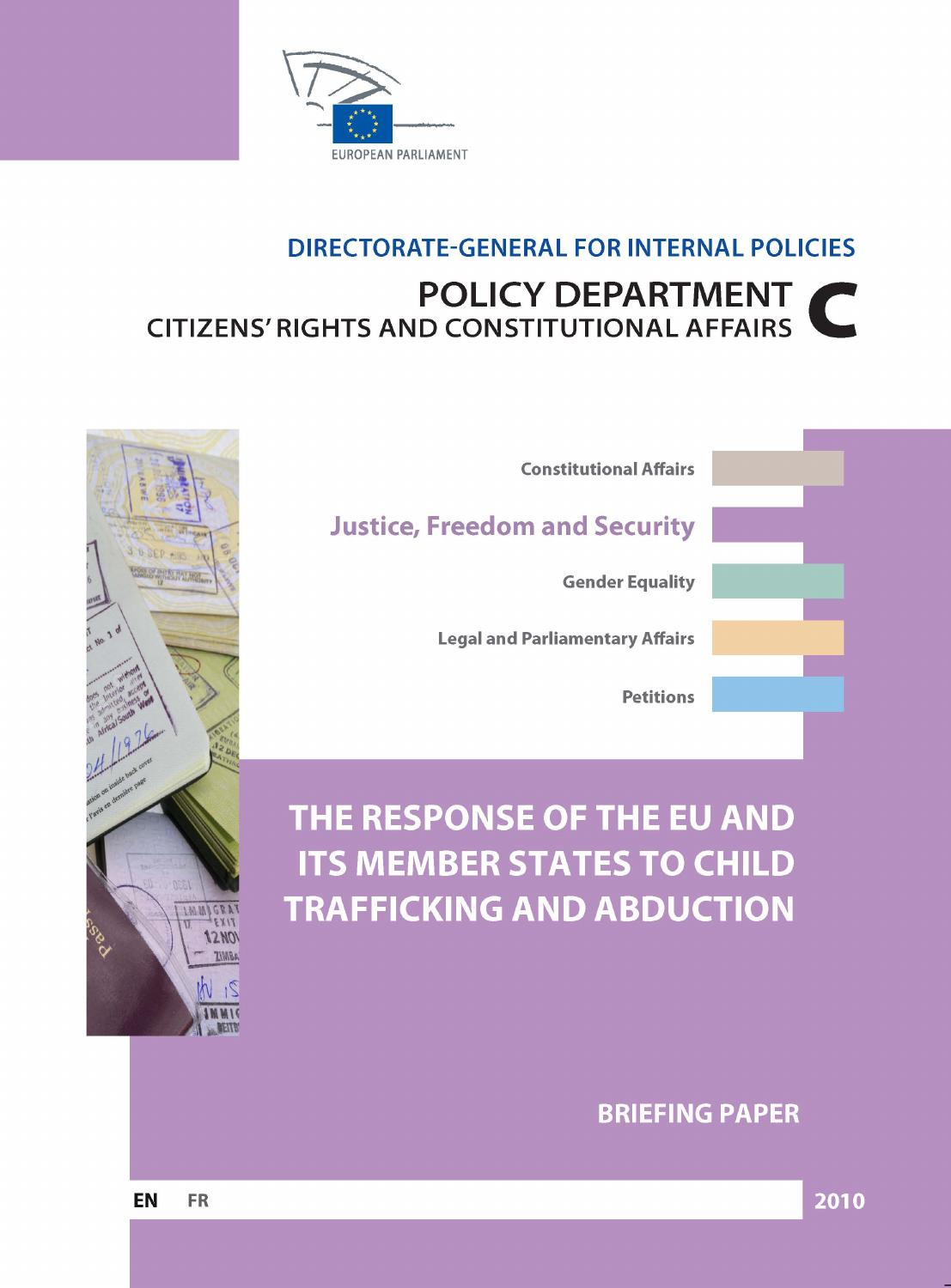EUROPEAN PARLIAMENT

DIRECTORATE-GENERAL FOR INTERNAL POLICIES

# POLICY DEPARTMENT C
## CITIZENS' RIGHTS AND CONSTITUTIONAL AFFAIRS

Constitutional Affairs

**Justice, Freedom and Security**

Gender Equality

Legal and Parliamentary Affairs

Petitions

# THE RESPONSE OF THE EU AND ITS MEMBER STATES TO CHILD TRAFFICKING AND ABDUCTION

**BRIEFING PAPER**

EN FR

2010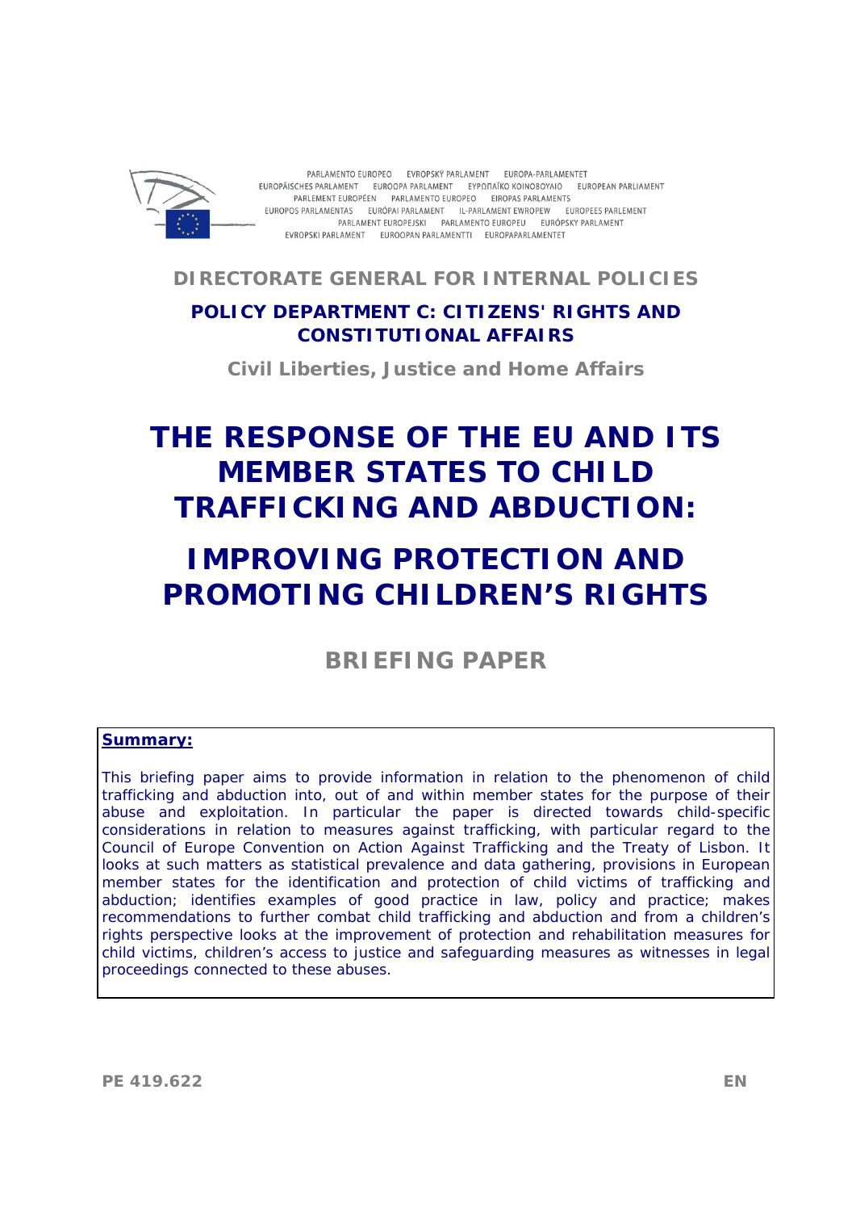PARLAMENTO EUROPEO EVROPSKÝ PARLAMENT EUROPA-PARLAMENTET
EUROPÄISCHES PARLAMENT EUROOPA PARLAMENT ΕΥΡΩΠΑΪΚΟ ΚΟΙΝΟΒΟΥΛΙΟ EUROPEAN PARLIAMENT
PARLEMENT EUROPÉEN PARLAMENTO EUROPEO EIROPAS PARLAMENTS
EUROPOS PARLAMENTAS EURÓPAI PARLAMENT IL-PARLAMENT EWROPEW EUROPEES PARLEMENT
PARLAMENT EUROPEJSKI PARLAMENTO EUROPEU EURÓPSKY PARLAMENT
EVROPSKI PARLAMENT EUROOPAN PARLAMENTTI EUROPAPARLAMENTET

**DIRECTORATE GENERAL FOR INTERNAL POLICIES**

**POLICY DEPARTMENT C: CITIZENS' RIGHTS AND CONSTITUTIONAL AFFAIRS**

**Civil Liberties, Justice and Home Affairs**

# THE RESPONSE OF THE EU AND ITS MEMBER STATES TO CHILD TRAFFICKING AND ABDUCTION:

# IMPROVING PROTECTION AND PROMOTING CHILDREN'S RIGHTS

## BRIEFING PAPER

**Summary:**

This briefing paper aims to provide information in relation to the phenomenon of child trafficking and abduction into, out of and within member states for the purpose of their abuse and exploitation. In particular the paper is directed towards child-specific considerations in relation to measures against trafficking, with particular regard to the Council of Europe Convention on Action Against Trafficking and the Treaty of Lisbon. It looks at such matters as statistical prevalence and data gathering, provisions in European member states for the identification and protection of child victims of trafficking and abduction; identifies examples of good practice in law, policy and practice; makes recommendations to further combat child trafficking and abduction and from a children's rights perspective looks at the improvement of protection and rehabilitation measures for child victims, children's access to justice and safeguarding measures as witnesses in legal proceedings connected to these abuses.

PE 419.622 EN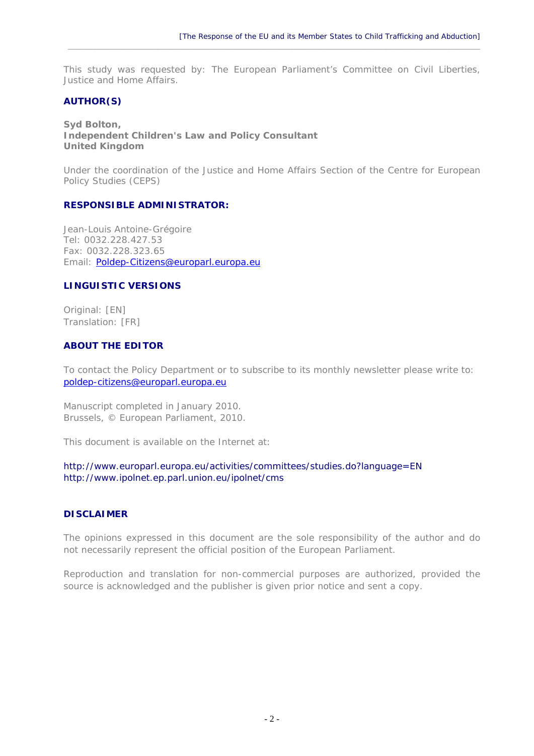This study was requested by: The European Parliament's Committee on Civil Liberties, Justice and Home Affairs.

**AUTHOR(S)**

**Syd Bolton,**
**Independent Children's Law and Policy Consultant**
**United Kingdom**

Under the coordination of the Justice and Home Affairs Section of the Centre for European Policy Studies (CEPS)

**RESPONSIBLE ADMINISTRATOR:**

Jean-Louis Antoine-Grégoire
Tel: 0032.228.427.53
Fax: 0032.228.323.65
Email: Poldep-Citizens@europarl.europa.eu

**LINGUISTIC VERSIONS**

Original: [EN]
Translation: [FR]

**ABOUT THE EDITOR**

To contact the Policy Department or to subscribe to its monthly newsletter please write to:
poldep-citizens@europarl.europa.eu

Manuscript completed in January 2010.
Brussels, © European Parliament, 2010.

This document is available on the Internet at:

http://www.europarl.europa.eu/activities/committees/studies.do?language=EN
http://www.ipolnet.ep.parl.union.eu/ipolnet/cms

**DISCLAIMER**

The opinions expressed in this document are the sole responsibility of the author and do not necessarily represent the official position of the European Parliament.

Reproduction and translation for non-commercial purposes are authorized, provided the source is acknowledged and the publisher is given prior notice and sent a copy.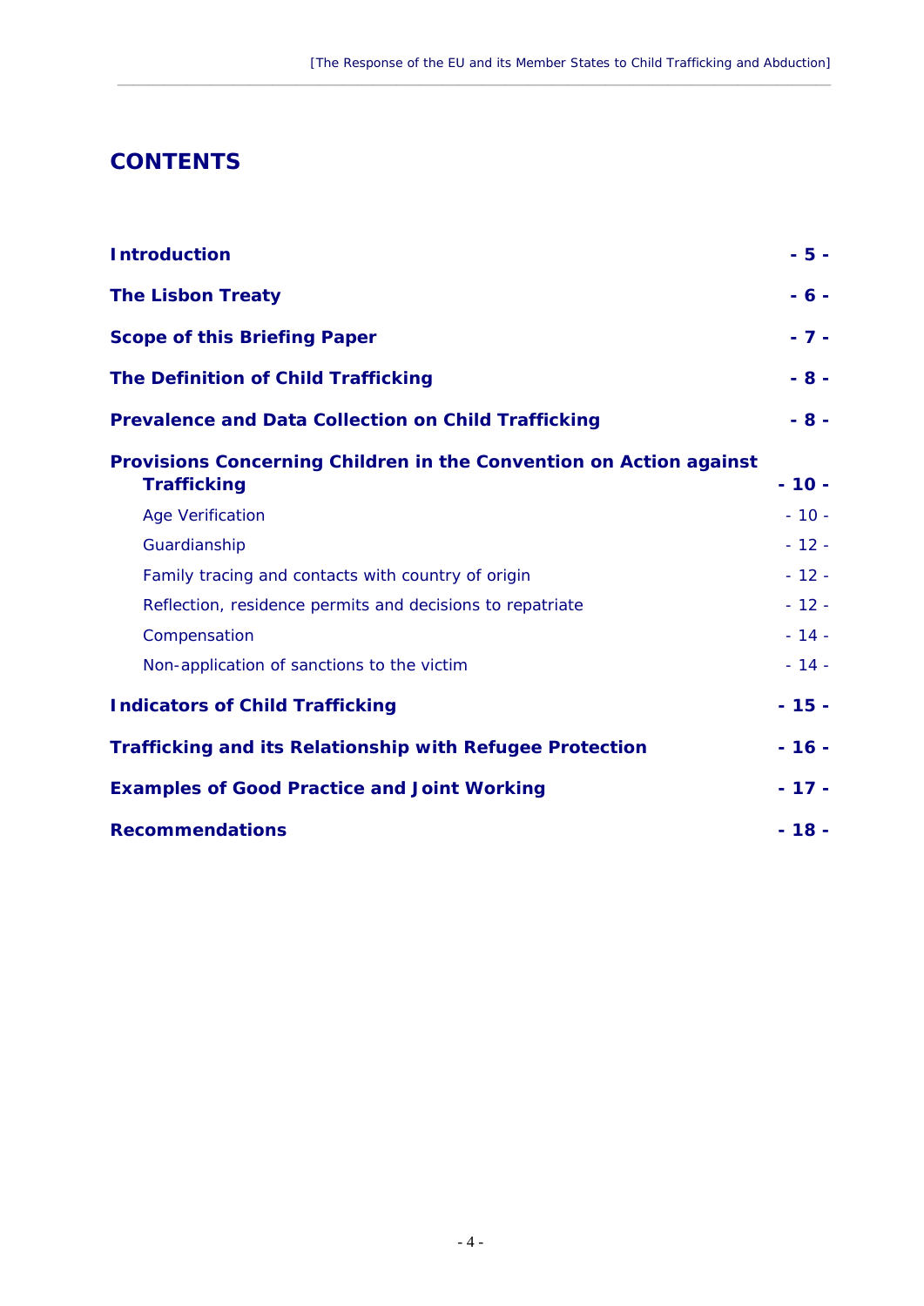# CONTENTS

| | |
|---|---|
| **Introduction** | **- 5 -** |
| **The Lisbon Treaty** | **- 6 -** |
| **Scope of this Briefing Paper** | **- 7 -** |
| **The Definition of Child Trafficking** | **- 8 -** |
| **Prevalence and Data Collection on Child Trafficking** | **- 8 -** |
| **Provisions Concerning Children in the Convention on Action against Trafficking** | **- 10 -** |
| Age Verification | - 10 - |
| Guardianship | - 12 - |
| Family tracing and contacts with country of origin | - 12 - |
| Reflection, residence permits and decisions to repatriate | - 12 - |
| Compensation | - 14 - |
| Non-application of sanctions to the victim | - 14 - |
| **Indicators of Child Trafficking** | **- 15 -** |
| **Trafficking and its Relationship with Refugee Protection** | **- 16 -** |
| **Examples of Good Practice and Joint Working** | **- 17 -** |
| **Recommendations** | **- 18 -** |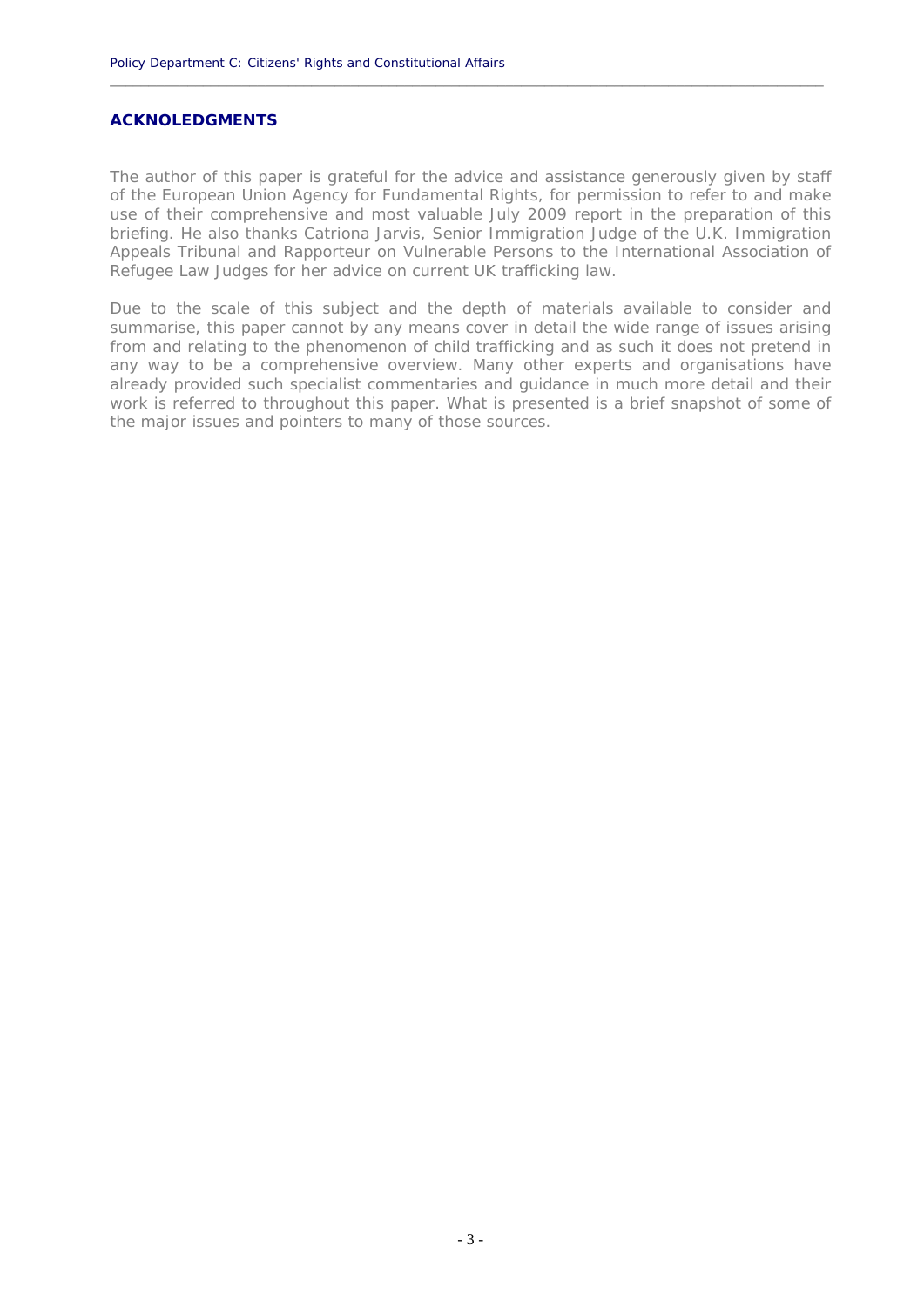## ACKNOLEDGMENTS

The author of this paper is grateful for the advice and assistance generously given by staff of the European Union Agency for Fundamental Rights, for permission to refer to and make use of their comprehensive and most valuable July 2009 report in the preparation of this briefing. He also thanks Catriona Jarvis, Senior Immigration Judge of the U.K. Immigration Appeals Tribunal and Rapporteur on Vulnerable Persons to the International Association of Refugee Law Judges for her advice on current UK trafficking law.

Due to the scale of this subject and the depth of materials available to consider and summarise, this paper cannot by any means cover in detail the wide range of issues arising from and relating to the phenomenon of child trafficking and as such it does not pretend in any way to be a comprehensive overview. Many other experts and organisations have already provided such specialist commentaries and guidance in much more detail and their work is referred to throughout this paper. What is presented is a brief snapshot of some of the major issues and pointers to many of those sources.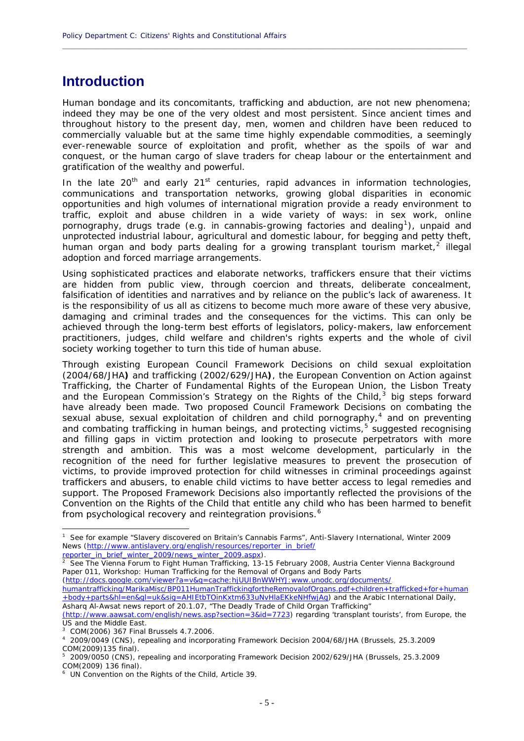# Introduction

Human bondage and its concomitants, trafficking and abduction, are not new phenomena; indeed they may be one of the very oldest and most persistent. Since ancient times and throughout history to the present day, men, women and children have been reduced to commercially valuable but at the same time highly expendable commodities, a seemingly ever-renewable source of exploitation and profit, whether as the spoils of war and conquest, or the human cargo of slave traders for cheap labour or the entertainment and gratification of the wealthy and powerful.

In the late 20th and early 21st centuries, rapid advances in information technologies, communications and transportation networks, growing global disparities in economic opportunities and high volumes of international migration provide a ready environment to traffic, exploit and abuse children in a wide variety of ways: in sex work, online pornography, drugs trade (e.g. in cannabis-growing factories and dealing[1]), unpaid and unprotected industrial labour, agricultural and domestic labour, for begging and petty theft, human organ and body parts dealing for a growing transplant tourism market,[2] illegal adoption and forced marriage arrangements.

Using sophisticated practices and elaborate networks, traffickers ensure that their victims are hidden from public view, through coercion and threats, deliberate concealment, falsification of identities and narratives and by reliance on the public's lack of awareness. It is the responsibility of us all as citizens to become much more aware of these very abusive, damaging and criminal trades and the consequences for the victims. This can only be achieved through the long-term best efforts of legislators, policy-makers, law enforcement practitioners, judges, child welfare and children's rights experts and the whole of civil society working together to turn this tide of human abuse.

Through existing European Council Framework Decisions on child sexual exploitation (2004/68/JHA**)** and trafficking (2002/629/JHA**)**, the European Convention on Action against Trafficking, the Charter of Fundamental Rights of the European Union, the Lisbon Treaty and the European Commission's Strategy on the Rights of the Child,[3] big steps forward have already been made. Two proposed Council Framework Decisions on combating the sexual abuse, sexual exploitation of children and child pornography,[4] and on preventing and combating trafficking in human beings, and protecting victims,[5] suggested recognising and filling gaps in victim protection and looking to prosecute perpetrators with more strength and ambition. This was a most welcome development, particularly in the recognition of the need for further legislative measures to prevent the prosecution of victims, to provide improved protection for child witnesses in criminal proceedings against traffickers and abusers, to enable child victims to have better access to legal remedies and support. The Proposed Framework Decisions also importantly reflected the provisions of the Convention on the Rights of the Child that entitle any child who has been harmed to benefit from psychological recovery and reintegration provisions.[6]

---

[1] See for example "Slavery discovered on Britain's Cannabis Farms", Anti-Slavery International, Winter 2009 News (http://www.antislavery.org/english/resources/reporter_in_brief/reporter_in_brief_winter_2009/news_winter_2009.aspx).

[2] See The Vienna Forum to Fight Human Trafficking, 13-15 February 2008, Austria Center Vienna Background Paper 011, Workshop: Human Trafficking for the Removal of Organs and Body Parts (http://docs.google.com/viewer?a=v&q=cache:hjUUIBnWWHYJ:www.unodc.org/documents/humantrafficking/MarikaMisc/BP011HumanTraffickingfortheRemovalofOrgans.pdf+children+trafficked+for+human+body+parts&hl=en&gl=uk&sig=AHIEtbTOinKxtm633uNvHlaEKkeNHfwjAg) and the Arabic International Daily, Asharq Al-Awsat news report of 20.1.07, "The Deadly Trade of Child Organ Trafficking" (http://www.aawsat.com/english/news.asp?section=3&id=7723) regarding 'transplant tourists', from Europe, the US and the Middle East.

[3] COM(2006) 367 Final Brussels 4.7.2006.

[4] 2009/0049 (CNS), repealing and incorporating Framework Decision 2004/68/JHA (Brussels, 25.3.2009 COM(2009)135 final).

[5] 2009/0050 (CNS), repealing and incorporating Framework Decision 2002/629/JHA (Brussels, 25.3.2009 COM(2009) 136 final).

[6] UN Convention on the Rights of the Child, Article 39.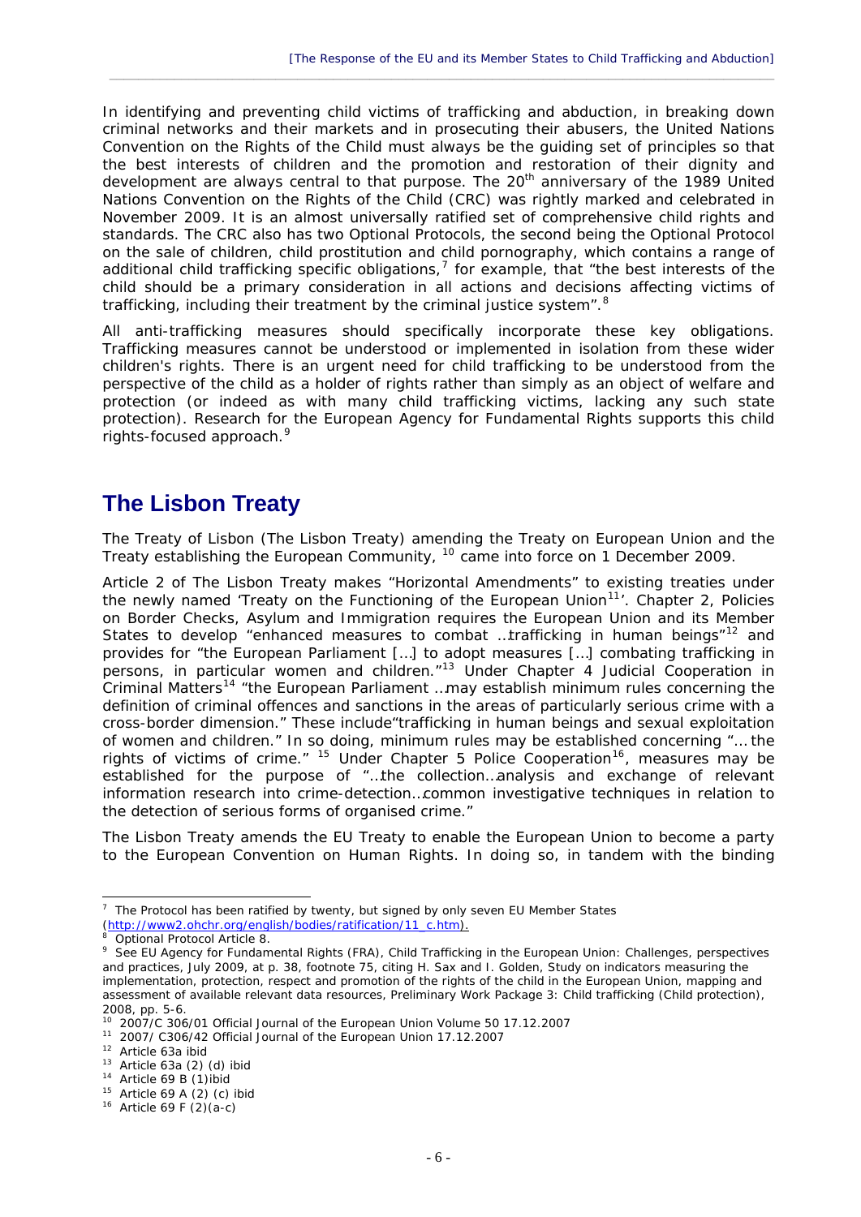In identifying and preventing child victims of trafficking and abduction, in breaking down criminal networks and their markets and in prosecuting their abusers, the United Nations Convention on the Rights of the Child must always be the guiding set of principles so that the best interests of children and the promotion and restoration of their dignity and development are always central to that purpose. The 20th anniversary of the 1989 United Nations Convention on the Rights of the Child (CRC) was rightly marked and celebrated in November 2009. It is an almost universally ratified set of comprehensive child rights and standards. The CRC also has two Optional Protocols, the second being the Optional Protocol on the sale of children, child prostitution and child pornography, which contains a range of additional child trafficking specific obligations,[7] for example, that "the best interests of the child should be a primary consideration in all actions and decisions affecting victims of trafficking, including their treatment by the criminal justice system".[8]

All anti-trafficking measures should specifically incorporate these key obligations. Trafficking measures cannot be understood or implemented in isolation from these wider children's rights. There is an urgent need for child trafficking to be understood from the perspective of the child as a holder of rights rather than simply as an object of welfare and protection (or indeed as with many child trafficking victims, lacking any such state protection). Research for the European Agency for Fundamental Rights supports this child rights-focused approach.[9]

# The Lisbon Treaty

The Treaty of Lisbon (The Lisbon Treaty) amending the Treaty on European Union and the Treaty establishing the European Community, [10] came into force on 1 December 2009.

Article 2 of The Lisbon Treaty makes "Horizontal Amendments" to existing treaties under the newly named 'Treaty on the Functioning of the European Union[11]'. Chapter 2, Policies on Border Checks, Asylum and Immigration requires the European Union and its Member States to develop "enhanced measures to combat …trafficking in human beings"[12] and provides for "the European Parliament […] to adopt measures […] combating trafficking in persons, in particular women and children."[13] Under Chapter 4 Judicial Cooperation in Criminal Matters[14] "the European Parliament …may establish minimum rules concerning the definition of criminal offences and sanctions in the areas of particularly serious crime with a cross-border dimension." These include"trafficking in human beings and sexual exploitation of women and children." In so doing, minimum rules may be established concerning "… the rights of victims of crime." [15] Under Chapter 5 Police Cooperation[16], measures may be established for the purpose of "…the collection…analysis and exchange of relevant information research into crime-detection…common investigative techniques in relation to the detection of serious forms of organised crime."

The Lisbon Treaty amends the EU Treaty to enable the European Union to become a party to the European Convention on Human Rights. In doing so, in tandem with the binding

---

[7] The Protocol has been ratified by twenty, but signed by only seven EU Member States (http://www2.ohchr.org/english/bodies/ratification/11_c.htm).

[8] Optional Protocol Article 8.

[9] See EU Agency for Fundamental Rights (FRA), Child Trafficking in the European Union: Challenges, perspectives and practices, July 2009, at p. 38, footnote 75, citing H. Sax and I. Golden, Study on indicators measuring the implementation, protection, respect and promotion of the rights of the child in the European Union, mapping and assessment of available relevant data resources, Preliminary Work Package 3: Child trafficking (Child protection), 2008, pp. 5-6.

[10] 2007/C 306/01 Official Journal of the European Union Volume 50 17.12.2007

[11] 2007/ C306/42 Official Journal of the European Union 17.12.2007

[12] Article 63a ibid

[13] Article 63a (2) (d) ibid

[14] Article 69 B (1)ibid

[15] Article 69 A (2) (c) ibid

[16] Article 69 F (2)(a-c)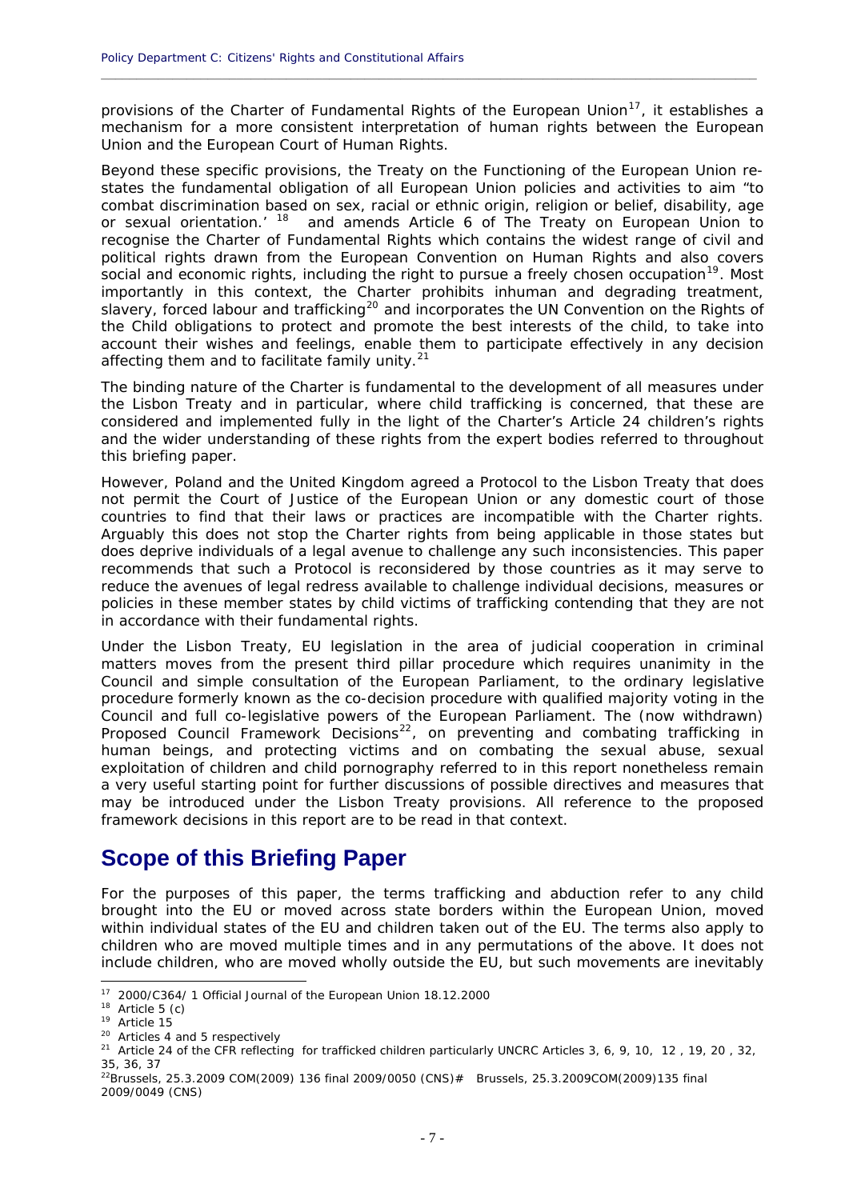provisions of the Charter of Fundamental Rights of the European Union[17], it establishes a mechanism for a more consistent interpretation of human rights between the European Union and the European Court of Human Rights.

Beyond these specific provisions, the Treaty on the Functioning of the European Union re-states the fundamental obligation of all European Union policies and activities to aim "to combat discrimination based on sex, racial or ethnic origin, religion or belief, disability, age or sexual orientation.' [18] and amends Article 6 of The Treaty on European Union to recognise the Charter of Fundamental Rights which contains the widest range of civil and political rights drawn from the European Convention on Human Rights and also covers social and economic rights, including the right to pursue a freely chosen occupation[19]. Most importantly in this context, the Charter prohibits inhuman and degrading treatment, slavery, forced labour and trafficking[20] and incorporates the UN Convention on the Rights of the Child obligations to protect and promote the best interests of the child, to take into account their wishes and feelings, enable them to participate effectively in any decision affecting them and to facilitate family unity.[21]

The binding nature of the Charter is fundamental to the development of all measures under the Lisbon Treaty and in particular, where child trafficking is concerned, that these are considered and implemented fully in the light of the Charter's Article 24 children's rights and the wider understanding of these rights from the expert bodies referred to throughout this briefing paper.

However, Poland and the United Kingdom agreed a Protocol to the Lisbon Treaty that does not permit the Court of Justice of the European Union or any domestic court of those countries to find that their laws or practices are incompatible with the Charter rights. Arguably this does not stop the Charter rights from being applicable in those states but does deprive individuals of a legal avenue to challenge any such inconsistencies. This paper recommends that such a Protocol is reconsidered by those countries as it may serve to reduce the avenues of legal redress available to challenge individual decisions, measures or policies in these member states by child victims of trafficking contending that they are not in accordance with their fundamental rights.

Under the Lisbon Treaty, EU legislation in the area of judicial cooperation in criminal matters moves from the present third pillar procedure which requires unanimity in the Council and simple consultation of the European Parliament, to the ordinary legislative procedure formerly known as the co-decision procedure with qualified majority voting in the Council and full co-legislative powers of the European Parliament. The (now withdrawn) Proposed Council Framework Decisions[22], on preventing and combating trafficking in human beings, and protecting victims and on combating the sexual abuse, sexual exploitation of children and child pornography referred to in this report nonetheless remain a very useful starting point for further discussions of possible directives and measures that may be introduced under the Lisbon Treaty provisions. All reference to the proposed framework decisions in this report are to be read in that context.

## Scope of this Briefing Paper

For the purposes of this paper, the terms trafficking and abduction refer to any child brought into the EU or moved across state borders within the European Union, moved within individual states of the EU and children taken out of the EU. The terms also apply to children who are moved multiple times and in any permutations of the above. It does not include children, who are moved wholly outside the EU, but such movements are inevitably

---

[17] 2000/C364/ 1 Official Journal of the European Union 18.12.2000

[18] Article 5 (c)

[19] Article 15

[20] Articles 4 and 5 respectively

[21] Article 24 of the CFR reflecting for trafficked children particularly UNCRC Articles 3, 6, 9, 10, 12 , 19, 20 , 32, 35, 36, 37

[22] Brussels, 25.3.2009 COM(2009) 136 final 2009/0050 (CNS)# Brussels, 25.3.2009COM(2009)135 final 2009/0049 (CNS)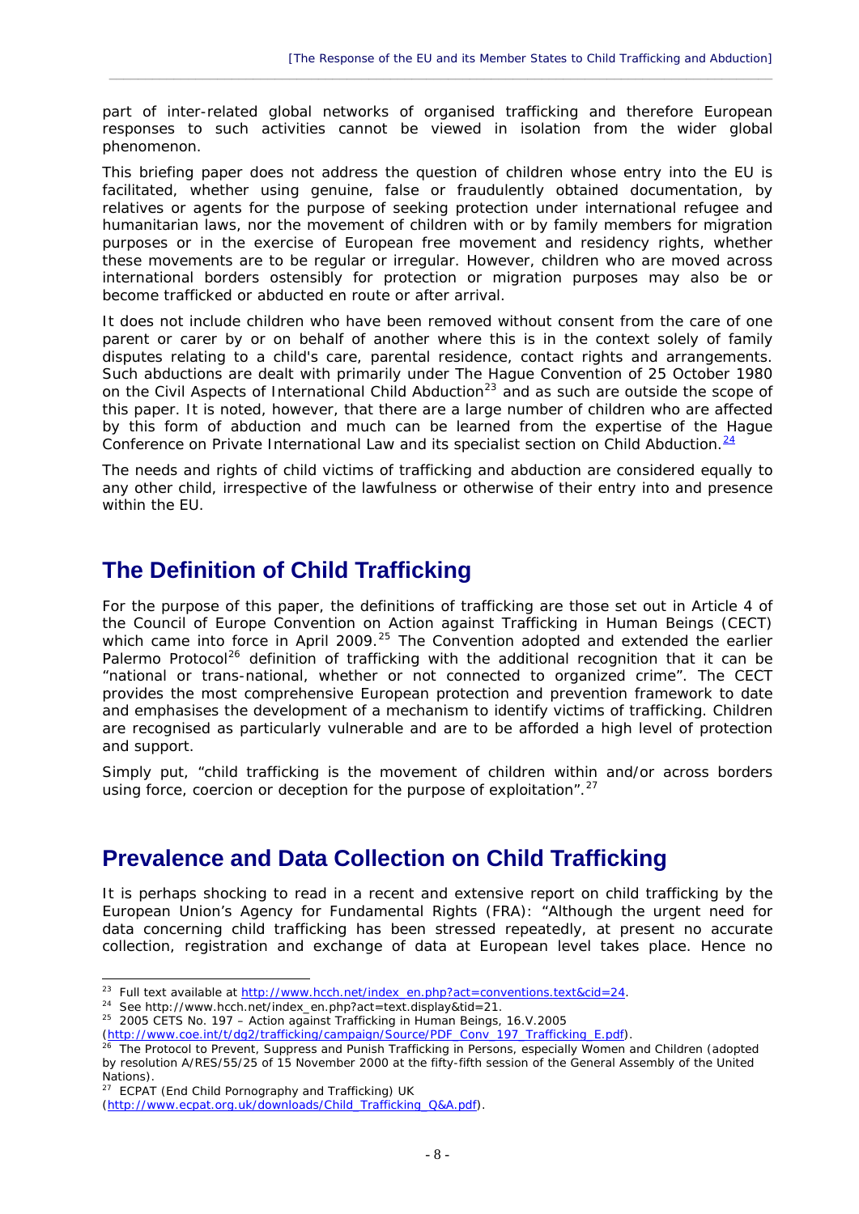part of inter-related global networks of organised trafficking and therefore European responses to such activities cannot be viewed in isolation from the wider global phenomenon.

This briefing paper does not address the question of children whose entry into the EU is facilitated, whether using genuine, false or fraudulently obtained documentation, by relatives or agents for the purpose of seeking protection under international refugee and humanitarian laws, nor the movement of children with or by family members for migration purposes or in the exercise of European free movement and residency rights, whether these movements are to be regular or irregular. However, children who are moved across international borders ostensibly for protection or migration purposes may also be or become trafficked or abducted en route or after arrival.

It does not include children who have been removed without consent from the care of one parent or carer by or on behalf of another where this is in the context solely of family disputes relating to a child's care, parental residence, contact rights and arrangements. Such abductions are dealt with primarily under The Hague Convention of 25 October 1980 on the Civil Aspects of International Child Abduction[23] and as such are outside the scope of this paper. It is noted, however, that there are a large number of children who are affected by this form of abduction and much can be learned from the expertise of the Hague Conference on Private International Law and its specialist section on Child Abduction.[24]

The needs and rights of child victims of trafficking and abduction are considered equally to any other child, irrespective of the lawfulness or otherwise of their entry into and presence within the EU.

## The Definition of Child Trafficking

For the purpose of this paper, the definitions of trafficking are those set out in Article 4 of the Council of Europe Convention on Action against Trafficking in Human Beings (CECT) which came into force in April 2009.[25] The Convention adopted and extended the earlier Palermo Protocol[26] definition of trafficking with the additional recognition that it can be "national or trans-national, whether or not connected to organized crime". The CECT provides the most comprehensive European protection and prevention framework to date and emphasises the development of a mechanism to identify victims of trafficking. Children are recognised as particularly vulnerable and are to be afforded a high level of protection and support.

Simply put, "child trafficking is the movement of children within and/or across borders using force, coercion or deception for the purpose of exploitation".[27]

## Prevalence and Data Collection on Child Trafficking

It is perhaps shocking to read in a recent and extensive report on child trafficking by the European Union's Agency for Fundamental Rights (FRA): "Although the urgent need for data concerning child trafficking has been stressed repeatedly, at present no accurate collection, registration and exchange of data at European level takes place. Hence no

---

[23] Full text available at http://www.hcch.net/index_en.php?act=conventions.text&cid=24.

[24] See http://www.hcch.net/index_en.php?act=text.display&tid=21.

[25] 2005 CETS No. 197 – Action against Trafficking in Human Beings, 16.V.2005 (http://www.coe.int/t/dg2/trafficking/campaign/Source/PDF_Conv_197_Trafficking_E.pdf).

[26] The Protocol to Prevent, Suppress and Punish Trafficking in Persons, especially Women and Children (adopted by resolution A/RES/55/25 of 15 November 2000 at the fifty-fifth session of the General Assembly of the United Nations).

[27] ECPAT (End Child Pornography and Trafficking) UK (http://www.ecpat.org.uk/downloads/Child_Trafficking_Q&A.pdf).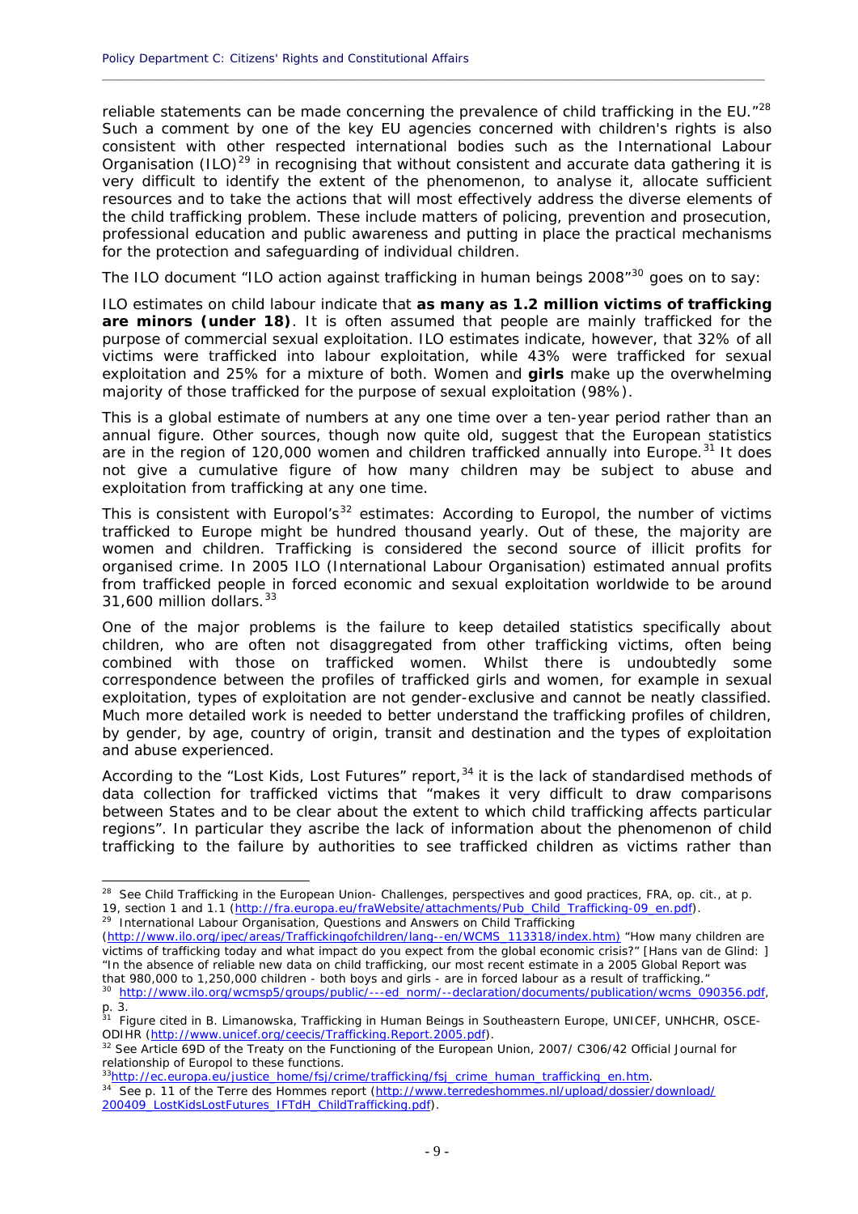reliable statements can be made concerning the prevalence of child trafficking in the EU."[28] Such a comment by one of the key EU agencies concerned with children's rights is also consistent with other respected international bodies such as the International Labour Organisation (ILO)[29] in recognising that without consistent and accurate data gathering it is very difficult to identify the extent of the phenomenon, to analyse it, allocate sufficient resources and to take the actions that will most effectively address the diverse elements of the child trafficking problem. These include matters of policing, prevention and prosecution, professional education and public awareness and putting in place the practical mechanisms for the protection and safeguarding of individual children.

The ILO document "ILO action against trafficking in human beings 2008"[30] goes on to say:

*ILO estimates on child labour indicate that* ***as many as 1.2 million victims of trafficking are minors (under 18)****. It is often assumed that people are mainly trafficked for the purpose of commercial sexual exploitation. ILO estimates indicate, however, that 32% of all victims were trafficked into labour exploitation, while 43% were trafficked for sexual exploitation and 25% for a mixture of both. Women and* ***girls*** *make up the overwhelming majority of those trafficked for the purpose of sexual exploitation (98%).*

This is a global estimate of numbers at any one time over a ten-year period rather than an annual figure. Other sources, though now quite old, suggest that the European statistics are in the region of 120,000 women and children trafficked annually into Europe.[31] It does not give a cumulative figure of how many children may be subject to abuse and exploitation from trafficking at any one time.

This is consistent with Europol's[32] estimates: According to Europol, the number of victims trafficked to Europe might be hundred thousand yearly. Out of these, the majority are women and children. Trafficking is considered the second source of illicit profits for organised crime. In 2005 ILO (International Labour Organisation) estimated annual profits from trafficked people in forced economic and sexual exploitation worldwide to be around 31,600 million dollars.[33]

One of the major problems is the failure to keep detailed statistics specifically about children, who are often not disaggregated from other trafficking victims, often being combined with those on trafficked women. Whilst there is undoubtedly some correspondence between the profiles of trafficked girls and women, for example in sexual exploitation, types of exploitation are not gender-exclusive and cannot be neatly classified. Much more detailed work is needed to better understand the trafficking profiles of children, by gender, by age, country of origin, transit and destination and the types of exploitation and abuse experienced.

According to the "Lost Kids, Lost Futures" report,[34] it is the lack of standardised methods of data collection for trafficked victims that "makes it very difficult to draw comparisons between States and to be clear about the extent to which child trafficking affects particular regions". In particular they ascribe the lack of information about the phenomenon of child trafficking to the failure by authorities to see trafficked children as victims rather than

---

[28] See Child Trafficking in the European Union- Challenges, perspectives and good practices, FRA, op. cit., at p. 19, section 1 and 1.1 (http://fra.europa.eu/fraWebsite/attachments/Pub_Child_Trafficking-09_en.pdf).

[29] International Labour Organisation, Questions and Answers on Child Trafficking (http://www.ilo.org/ipec/areas/Traffickingofchildren/lang--en/WCMS_113318/index.htm) "How many children are victims of trafficking today and what impact do you expect from the global economic crisis?" [Hans van de Glind: ] "In the absence of reliable new data on child trafficking, our most recent estimate in a 2005 Global Report was that 980,000 to 1,250,000 children - both boys and girls - are in forced labour as a result of trafficking."

[30] http://www.ilo.org/wcmsp5/groups/public/---ed_norm/--declaration/documents/publication/wcms_090356.pdf, p. 3.

[31] Figure cited in B. Limanowska, Trafficking in Human Beings in Southeastern Europe, UNICEF, UNHCR, OSCE-ODIHR (http://www.unicef.org/ceecis/Trafficking.Report.2005.pdf).

[32] See Article 69D of the Treaty on the Functioning of the European Union, 2007/ C306/42 Official Journal for relationship of Europol to these functions.

[33] http://ec.europa.eu/justice_home/fsj/crime/trafficking/fsj_crime_human_trafficking_en.htm.

[34] See p. 11 of the Terre des Hommes report (http://www.terredeshommes.nl/upload/dossier/download/200409_LostKidsLostFutures_IFTdH_ChildTrafficking.pdf).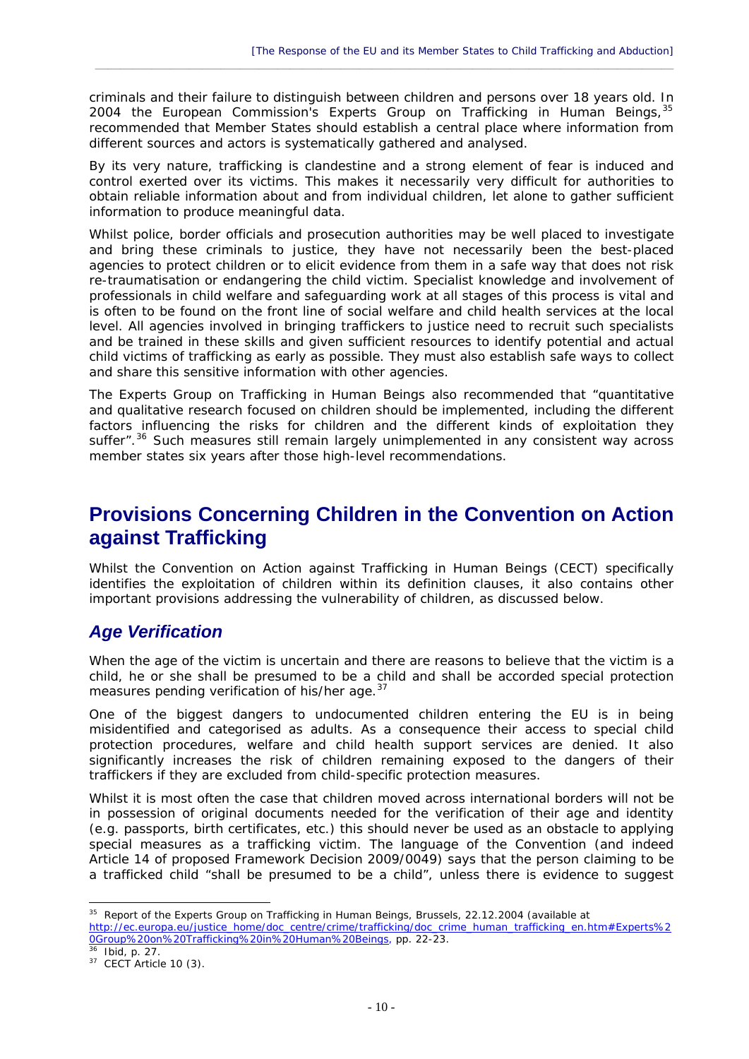criminals and their failure to distinguish between children and persons over 18 years old. In 2004 the European Commission's Experts Group on Trafficking in Human Beings,[35] recommended that Member States should establish a central place where information from different sources and actors is systematically gathered and analysed.

By its very nature, trafficking is clandestine and a strong element of fear is induced and control exerted over its victims. This makes it necessarily very difficult for authorities to obtain reliable information about and from individual children, let alone to gather sufficient information to produce meaningful data.

Whilst police, border officials and prosecution authorities may be well placed to investigate and bring these criminals to justice, they have not necessarily been the best-placed agencies to protect children or to elicit evidence from them in a safe way that does not risk re-traumatisation or endangering the child victim. Specialist knowledge and involvement of professionals in child welfare and safeguarding work at all stages of this process is vital and is often to be found on the front line of social welfare and child health services at the local level. All agencies involved in bringing traffickers to justice need to recruit such specialists and be trained in these skills and given sufficient resources to identify potential and actual child victims of trafficking as early as possible. They must also establish safe ways to collect and share this sensitive information with other agencies.

The Experts Group on Trafficking in Human Beings also recommended that "quantitative and qualitative research focused on children should be implemented, including the different factors influencing the risks for children and the different kinds of exploitation they suffer".[36] Such measures still remain largely unimplemented in any consistent way across member states six years after those high-level recommendations.

# Provisions Concerning Children in the Convention on Action against Trafficking

Whilst the Convention on Action against Trafficking in Human Beings (CECT) specifically identifies the exploitation of children within its definition clauses, it also contains other important provisions addressing the vulnerability of children, as discussed below.

## *Age Verification*

When the age of the victim is uncertain and there are reasons to believe that the victim is a child, he or she shall be presumed to be a child and shall be accorded special protection measures pending verification of his/her age.[37]

One of the biggest dangers to undocumented children entering the EU is in being misidentified and categorised as adults. As a consequence their access to special child protection procedures, welfare and child health support services are denied. It also significantly increases the risk of children remaining exposed to the dangers of their traffickers if they are excluded from child-specific protection measures.

Whilst it is most often the case that children moved across international borders will not be in possession of original documents needed for the verification of their age and identity (e.g. passports, birth certificates, etc.) this should never be used as an obstacle to applying special measures as a trafficking victim. The language of the Convention (and indeed Article 14 of proposed Framework Decision 2009/0049) says that the person claiming to be a trafficked child "shall be presumed to be a child", unless there is evidence to suggest

---

[35] Report of the Experts Group on Trafficking in Human Beings, Brussels, 22.12.2004 (available at http://ec.europa.eu/justice_home/doc_centre/crime/trafficking/doc_crime_human_trafficking_en.htm#Experts%20Group%20on%20Trafficking%20in%20Human%20Beings, pp. 22-23.

[36] Ibid, p. 27.

[37] CECT Article 10 (3).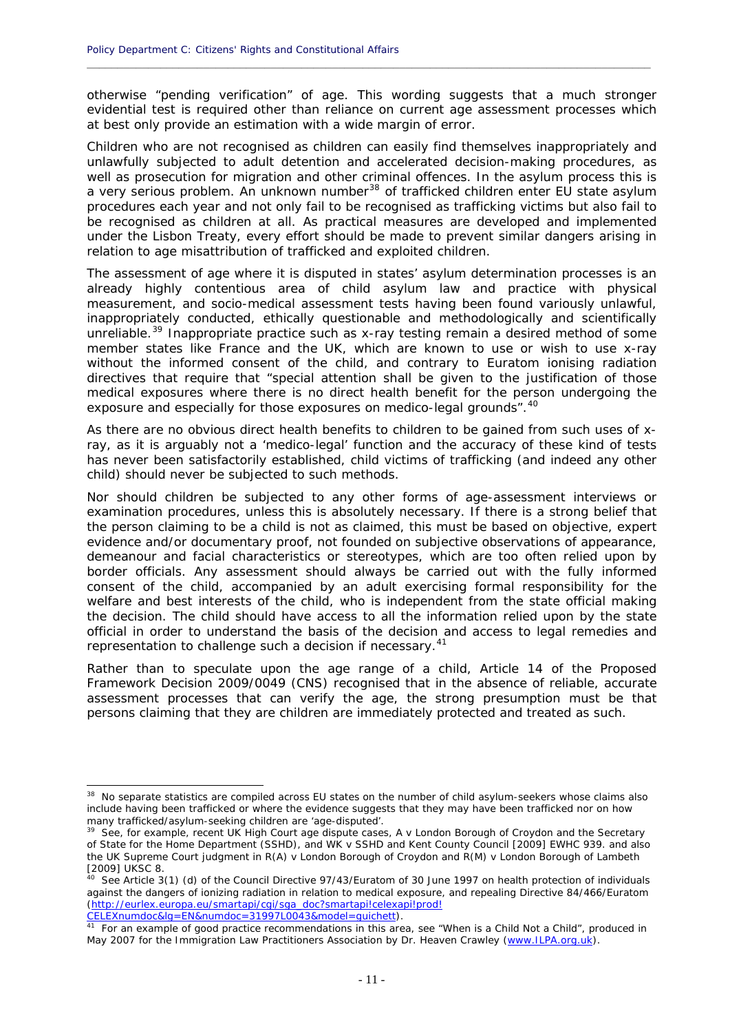otherwise "pending verification" of age. This wording suggests that a much stronger evidential test is required other than reliance on current age assessment processes which at best only provide an estimation with a wide margin of error.

Children who are not recognised as children can easily find themselves inappropriately and unlawfully subjected to adult detention and accelerated decision-making procedures, as well as prosecution for migration and other criminal offences. In the asylum process this is a very serious problem. An unknown number[38] of trafficked children enter EU state asylum procedures each year and not only fail to be recognised as trafficking victims but also fail to be recognised as children at all. As practical measures are developed and implemented under the Lisbon Treaty, every effort should be made to prevent similar dangers arising in relation to age misattribution of trafficked and exploited children.

The assessment of age where it is disputed in states' asylum determination processes is an already highly contentious area of child asylum law and practice with physical measurement, and socio-medical assessment tests having been found variously unlawful, inappropriately conducted, ethically questionable and methodologically and scientifically unreliable.[39] Inappropriate practice such as x-ray testing remain a desired method of some member states like France and the UK, which are known to use or wish to use x-ray without the informed consent of the child, and contrary to Euratom ionising radiation directives that require that "special attention shall be given to the justification of those medical exposures where there is no direct health benefit for the person undergoing the exposure and especially for those exposures on medico-legal grounds".[40]

As there are no obvious direct health benefits to children to be gained from such uses of x-ray, as it is arguably not a 'medico-legal' function and the accuracy of these kind of tests has never been satisfactorily established, child victims of trafficking (and indeed any other child) should never be subjected to such methods.

Nor should children be subjected to any other forms of age-assessment interviews or examination procedures, unless this is absolutely necessary. If there is a strong belief that the person claiming to be a child is not as claimed, this must be based on objective, expert evidence and/or documentary proof, not founded on subjective observations of appearance, demeanour and facial characteristics or stereotypes, which are too often relied upon by border officials. Any assessment should always be carried out with the fully informed consent of the child, accompanied by an adult exercising formal responsibility for the welfare and best interests of the child, who is independent from the state official making the decision. The child should have access to all the information relied upon by the state official in order to understand the basis of the decision and access to legal remedies and representation to challenge such a decision if necessary.[41]

Rather than to speculate upon the age range of a child, Article 14 of the Proposed Framework Decision 2009/0049 (CNS) recognised that in the absence of reliable, accurate assessment processes that can verify the age, the strong presumption must be that persons claiming that they are children are immediately protected and treated as such.

---

[38] No separate statistics are compiled across EU states on the number of child asylum-seekers whose claims also include having been trafficked or where the evidence suggests that they may have been trafficked nor on how many trafficked/asylum-seeking children are 'age-disputed'.

[39] See, for example, recent UK High Court age dispute cases, A v London Borough of Croydon and the Secretary of State for the Home Department (SSHD), and WK v SSHD and Kent County Council [2009] EWHC 939. and also the UK Supreme Court judgment in R(A) v London Borough of Croydon and R(M) v London Borough of Lambeth [2009] UKSC 8.

[40] See Article 3(1) (d) of the Council Directive 97/43/Euratom of 30 June 1997 on health protection of individuals against the dangers of ionizing radiation in relation to medical exposure, and repealing Directive 84/466/Euratom (http://eurlex.europa.eu/smartapi/cgi/sga_doc?smartapi!celexapi!prod!CELEXnumdoc&lg=EN&numdoc=31997L0043&model=guichett).

[41] For an example of good practice recommendations in this area, see "When is a Child Not a Child", produced in May 2007 for the Immigration Law Practitioners Association by Dr. Heaven Crawley (www.ILPA.org.uk).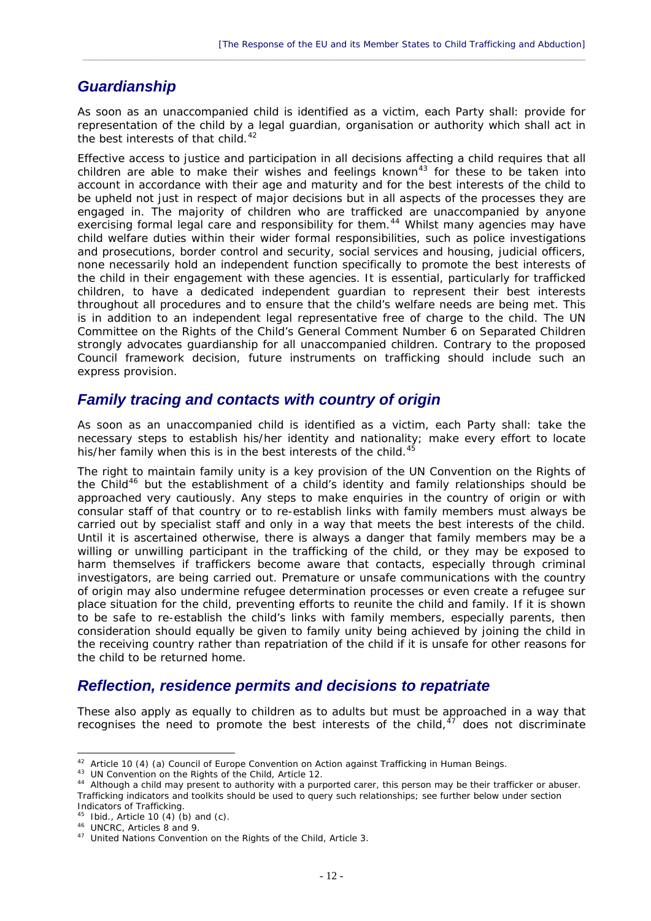## *Guardianship*

As soon as an unaccompanied child is identified as a victim, each Party shall: provide for representation of the child by a legal guardian, organisation or authority which shall act in the best interests of that child.[42]

Effective access to justice and participation in all decisions affecting a child requires that all children are able to make their wishes and feelings known[43] for these to be taken into account in accordance with their age and maturity and for the best interests of the child to be upheld not just in respect of major decisions but in all aspects of the processes they are engaged in. The majority of children who are trafficked are unaccompanied by anyone exercising formal legal care and responsibility for them.[44] Whilst many agencies may have child welfare duties within their wider formal responsibilities, such as police investigations and prosecutions, border control and security, social services and housing, judicial officers, none necessarily hold an independent function specifically to promote the best interests of the child in their engagement with these agencies. It is essential, particularly for trafficked children, to have a dedicated independent guardian to represent their best interests throughout all procedures and to ensure that the child's welfare needs are being met. This is in addition to an independent legal representative free of charge to the child. The UN Committee on the Rights of the Child's General Comment Number 6 on Separated Children strongly advocates guardianship for all unaccompanied children. Contrary to the proposed Council framework decision, future instruments on trafficking should include such an express provision.

## *Family tracing and contacts with country of origin*

As soon as an unaccompanied child is identified as a victim, each Party shall: take the necessary steps to establish his/her identity and nationality; make every effort to locate his/her family when this is in the best interests of the child.[45]

The right to maintain family unity is a key provision of the UN Convention on the Rights of the Child[46] but the establishment of a child's identity and family relationships should be approached very cautiously. Any steps to make enquiries in the country of origin or with consular staff of that country or to re-establish links with family members must always be carried out by specialist staff and only in a way that meets the best interests of the child. Until it is ascertained otherwise, there is always a danger that family members may be a willing or unwilling participant in the trafficking of the child, or they may be exposed to harm themselves if traffickers become aware that contacts, especially through criminal investigators, are being carried out. Premature or unsafe communications with the country of origin may also undermine refugee determination processes or even create a refugee sur place situation for the child, preventing efforts to reunite the child and family. If it is shown to be safe to re-establish the child's links with family members, especially parents, then consideration should equally be given to family unity being achieved by joining the child in the receiving country rather than repatriation of the child if it is unsafe for other reasons for the child to be returned home.

## *Reflection, residence permits and decisions to repatriate*

These also apply as equally to children as to adults but must be approached in a way that recognises the need to promote the best interests of the child,[47] does not discriminate

---

[42] Article 10 (4) (a) Council of Europe Convention on Action against Trafficking in Human Beings.

[43] UN Convention on the Rights of the Child, Article 12.

[44] Although a child may present to authority with a purported carer, this person may be their trafficker or abuser. Trafficking indicators and toolkits should be used to query such relationships; see further below under section Indicators of Trafficking.

[45] Ibid., Article 10 (4) (b) and (c).

[46] UNCRC, Articles 8 and 9.

[47] United Nations Convention on the Rights of the Child, Article 3.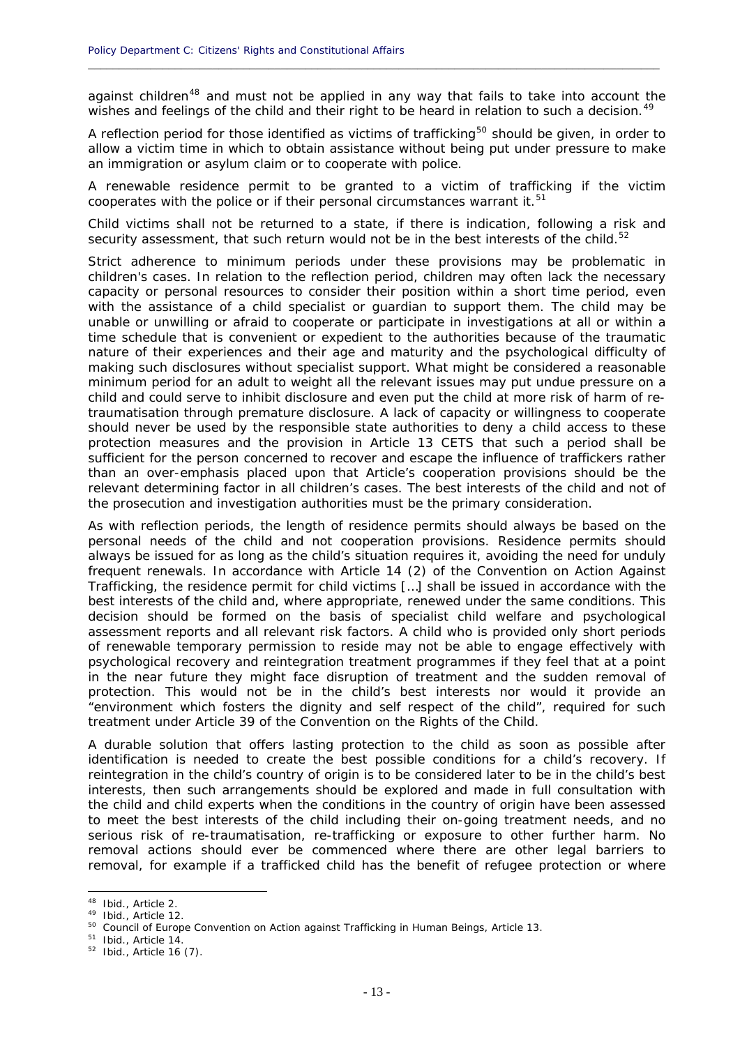against children[48] and must not be applied in any way that fails to take into account the wishes and feelings of the child and their right to be heard in relation to such a decision.[49]

A reflection period for those identified as victims of trafficking[50] should be given, in order to allow a victim time in which to obtain assistance without being put under pressure to make an immigration or asylum claim or to cooperate with police.

A renewable residence permit to be granted to a victim of trafficking if the victim cooperates with the police or if their personal circumstances warrant it.[51]

Child victims shall not be returned to a state, if there is indication, following a risk and security assessment, that such return would not be in the best interests of the child.[52]

Strict adherence to minimum periods under these provisions may be problematic in children's cases. In relation to the reflection period, children may often lack the necessary capacity or personal resources to consider their position within a short time period, even with the assistance of a child specialist or guardian to support them. The child may be unable or unwilling or afraid to cooperate or participate in investigations at all or within a time schedule that is convenient or expedient to the authorities because of the traumatic nature of their experiences and their age and maturity and the psychological difficulty of making such disclosures without specialist support. What might be considered a reasonable minimum period for an adult to weight all the relevant issues may put undue pressure on a child and could serve to inhibit disclosure and even put the child at more risk of harm of re-traumatisation through premature disclosure. A lack of capacity or willingness to cooperate should never be used by the responsible state authorities to deny a child access to these protection measures and the provision in Article 13 CETS that such a period shall be sufficient for the person concerned to recover and escape the influence of traffickers rather than an over-emphasis placed upon that Article's cooperation provisions should be the relevant determining factor in all children's cases. The best interests of the child and not of the prosecution and investigation authorities must be the primary consideration.

As with reflection periods, the length of residence permits should always be based on the personal needs of the child and not cooperation provisions. Residence permits should always be issued for as long as the child's situation requires it, avoiding the need for unduly frequent renewals. In accordance with Article 14 (2) of the Convention on Action Against Trafficking, the residence permit for child victims […] shall be issued in accordance with the best interests of the child and, where appropriate, renewed under the same conditions. This decision should be formed on the basis of specialist child welfare and psychological assessment reports and all relevant risk factors. A child who is provided only short periods of renewable temporary permission to reside may not be able to engage effectively with psychological recovery and reintegration treatment programmes if they feel that at a point in the near future they might face disruption of treatment and the sudden removal of protection. This would not be in the child's best interests nor would it provide an "environment which fosters the dignity and self respect of the child", required for such treatment under Article 39 of the Convention on the Rights of the Child.

A durable solution that offers lasting protection to the child as soon as possible after identification is needed to create the best possible conditions for a child's recovery. If reintegration in the child's country of origin is to be considered later to be in the child's best interests, then such arrangements should be explored and made in full consultation with the child and child experts when the conditions in the country of origin have been assessed to meet the best interests of the child including their on-going treatment needs, and no serious risk of re-traumatisation, re-trafficking or exposure to other further harm. No removal actions should ever be commenced where there are other legal barriers to removal, for example if a trafficked child has the benefit of refugee protection or where

---

[48] Ibid., Article 2.

[49] Ibid., Article 12.

[50] Council of Europe Convention on Action against Trafficking in Human Beings, Article 13.

[51] Ibid., Article 14.

[52] Ibid., Article 16 (7).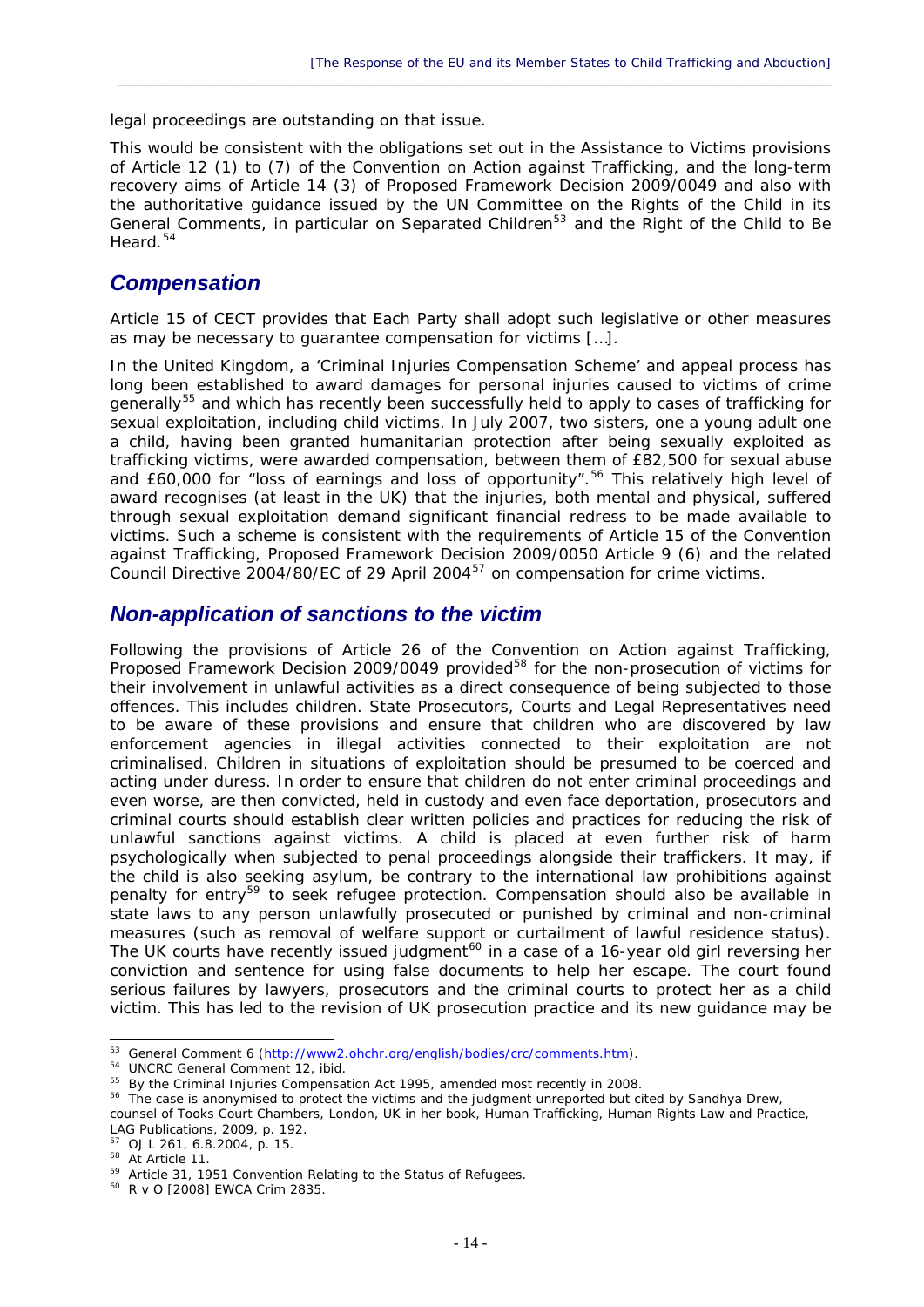legal proceedings are outstanding on that issue.

This would be consistent with the obligations set out in the Assistance to Victims provisions of Article 12 (1) to (7) of the Convention on Action against Trafficking, and the long-term recovery aims of Article 14 (3) of Proposed Framework Decision 2009/0049 and also with the authoritative guidance issued by the UN Committee on the Rights of the Child in its General Comments, in particular on Separated Children[53] and the Right of the Child to Be Heard.[54]

## *Compensation*

Article 15 of CECT provides that Each Party shall adopt such legislative or other measures as may be necessary to guarantee compensation for victims […].

In the United Kingdom, a 'Criminal Injuries Compensation Scheme' and appeal process has long been established to award damages for personal injuries caused to victims of crime generally[55] and which has recently been successfully held to apply to cases of trafficking for sexual exploitation, including child victims. In July 2007, two sisters, one a young adult one a child, having been granted humanitarian protection after being sexually exploited as trafficking victims, were awarded compensation, between them of £82,500 for sexual abuse and £60,000 for "loss of earnings and loss of opportunity".[56] This relatively high level of award recognises (at least in the UK) that the injuries, both mental and physical, suffered through sexual exploitation demand significant financial redress to be made available to victims. Such a scheme is consistent with the requirements of Article 15 of the Convention against Trafficking, Proposed Framework Decision 2009/0050 Article 9 (6) and the related Council Directive 2004/80/EC of 29 April 2004[57] on compensation for crime victims.

## *Non-application of sanctions to the victim*

Following the provisions of Article 26 of the Convention on Action against Trafficking, Proposed Framework Decision 2009/0049 provided[58] for the non-prosecution of victims for their involvement in unlawful activities as a direct consequence of being subjected to those offences. This includes children. State Prosecutors, Courts and Legal Representatives need to be aware of these provisions and ensure that children who are discovered by law enforcement agencies in illegal activities connected to their exploitation are not criminalised. Children in situations of exploitation should be presumed to be coerced and acting under duress. In order to ensure that children do not enter criminal proceedings and even worse, are then convicted, held in custody and even face deportation, prosecutors and criminal courts should establish clear written policies and practices for reducing the risk of unlawful sanctions against victims. A child is placed at even further risk of harm psychologically when subjected to penal proceedings alongside their traffickers. It may, if the child is also seeking asylum, be contrary to the international law prohibitions against penalty for entry[59] to seek refugee protection. Compensation should also be available in state laws to any person unlawfully prosecuted or punished by criminal and non-criminal measures (such as removal of welfare support or curtailment of lawful residence status). The UK courts have recently issued judgment[60] in a case of a 16-year old girl reversing her conviction and sentence for using false documents to help her escape. The court found serious failures by lawyers, prosecutors and the criminal courts to protect her as a child victim. This has led to the revision of UK prosecution practice and its new guidance may be

---

[53] General Comment 6 (http://www2.ohchr.org/english/bodies/crc/comments.htm).

[54] UNCRC General Comment 12, ibid.

[55] By the Criminal Injuries Compensation Act 1995, amended most recently in 2008.

[56] The case is anonymised to protect the victims and the judgment unreported but cited by Sandhya Drew, counsel of Tooks Court Chambers, London, UK in her book, Human Trafficking, Human Rights Law and Practice, LAG Publications, 2009, p. 192.

[57] OJ L 261, 6.8.2004, p. 15.

[58] At Article 11.

[59] Article 31, 1951 Convention Relating to the Status of Refugees.

[60] R v O [2008] EWCA Crim 2835.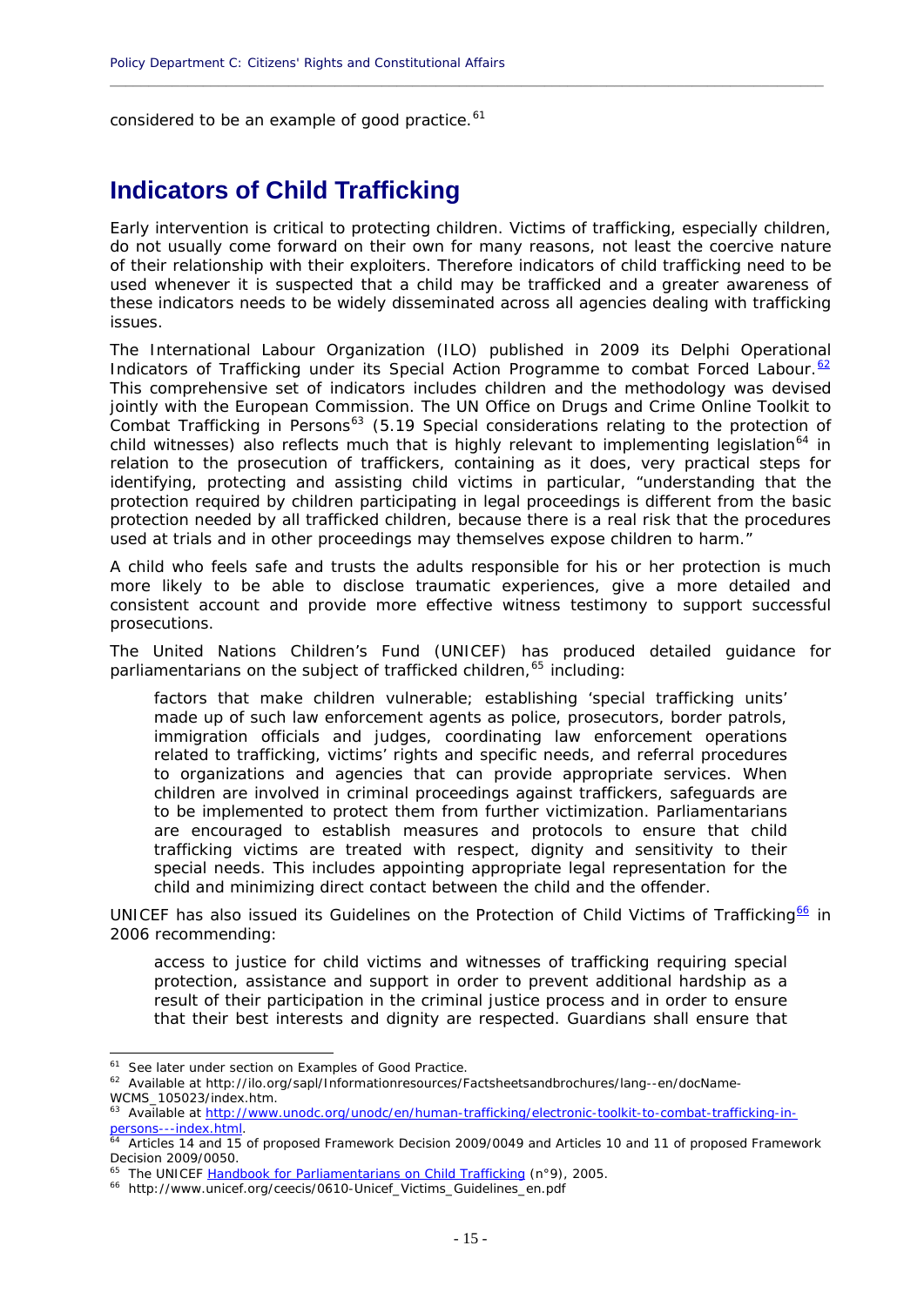considered to be an example of good practice.[61]

## Indicators of Child Trafficking

Early intervention is critical to protecting children. Victims of trafficking, especially children, do not usually come forward on their own for many reasons, not least the coercive nature of their relationship with their exploiters. Therefore indicators of child trafficking need to be used whenever it is suspected that a child may be trafficked and a greater awareness of these indicators needs to be widely disseminated across all agencies dealing with trafficking issues.

The International Labour Organization (ILO) published in 2009 its Delphi Operational Indicators of Trafficking under its Special Action Programme to combat Forced Labour.[62] This comprehensive set of indicators includes children and the methodology was devised jointly with the European Commission. The UN Office on Drugs and Crime Online Toolkit to Combat Trafficking in Persons[63] (5.19 Special considerations relating to the protection of child witnesses) also reflects much that is highly relevant to implementing legislation[64] in relation to the prosecution of traffickers, containing as it does, very practical steps for identifying, protecting and assisting child victims in particular, "understanding that the protection required by children participating in legal proceedings is different from the basic protection needed by all trafficked children, because there is a real risk that the procedures used at trials and in other proceedings may themselves expose children to harm."

A child who feels safe and trusts the adults responsible for his or her protection is much more likely to be able to disclose traumatic experiences, give a more detailed and consistent account and provide more effective witness testimony to support successful prosecutions.

The United Nations Children's Fund (UNICEF) has produced detailed guidance for parliamentarians on the subject of trafficked children,[65] including:

> factors that make children vulnerable; establishing 'special trafficking units' made up of such law enforcement agents as police, prosecutors, border patrols, immigration officials and judges, coordinating law enforcement operations related to trafficking, victims' rights and specific needs, and referral procedures to organizations and agencies that can provide appropriate services. When children are involved in criminal proceedings against traffickers, safeguards are to be implemented to protect them from further victimization. Parliamentarians are encouraged to establish measures and protocols to ensure that child trafficking victims are treated with respect, dignity and sensitivity to their special needs. This includes appointing appropriate legal representation for the child and minimizing direct contact between the child and the offender.

UNICEF has also issued its Guidelines on the Protection of Child Victims of Trafficking[66] in 2006 recommending:

> access to justice for child victims and witnesses of trafficking requiring special protection, assistance and support in order to prevent additional hardship as a result of their participation in the criminal justice process and in order to ensure that their best interests and dignity are respected. Guardians shall ensure that

---

[61] See later under section on Examples of Good Practice.

[62] Available at http://ilo.org/sapl/Informationresources/Factsheetsandbrochures/lang--en/docName-WCMS_105023/index.htm.

[63] Available at http://www.unodc.org/unodc/en/human-trafficking/electronic-toolkit-to-combat-trafficking-in-persons---index.html.

[64] Articles 14 and 15 of proposed Framework Decision 2009/0049 and Articles 10 and 11 of proposed Framework Decision 2009/0050.

[65] The UNICEF Handbook for Parliamentarians on Child Trafficking (n°9), 2005.

[66] http://www.unicef.org/ceecis/0610-Unicef_Victims_Guidelines_en.pdf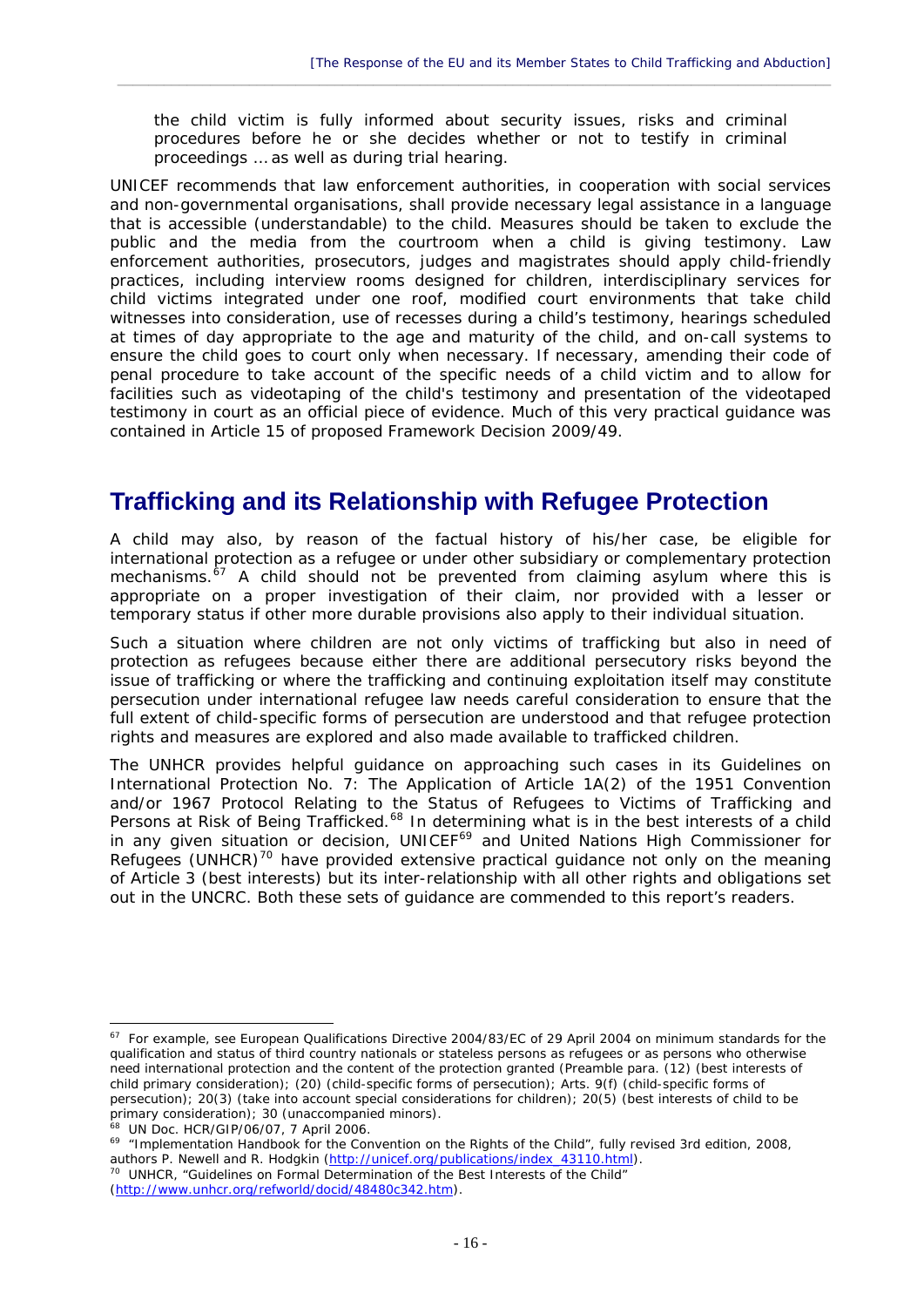the child victim is fully informed about security issues, risks and criminal procedures before he or she decides whether or not to testify in criminal proceedings … as well as during trial hearing.

UNICEF recommends that law enforcement authorities, in cooperation with social services and non-governmental organisations, shall provide necessary legal assistance in a language that is accessible (understandable) to the child. Measures should be taken to exclude the public and the media from the courtroom when a child is giving testimony. Law enforcement authorities, prosecutors, judges and magistrates should apply child-friendly practices, including interview rooms designed for children, interdisciplinary services for child victims integrated under one roof, modified court environments that take child witnesses into consideration, use of recesses during a child's testimony, hearings scheduled at times of day appropriate to the age and maturity of the child, and on-call systems to ensure the child goes to court only when necessary. If necessary, amending their code of penal procedure to take account of the specific needs of a child victim and to allow for facilities such as videotaping of the child's testimony and presentation of the videotaped testimony in court as an official piece of evidence. Much of this very practical guidance was contained in Article 15 of proposed Framework Decision 2009/49.

## Trafficking and its Relationship with Refugee Protection

A child may also, by reason of the factual history of his/her case, be eligible for international protection as a refugee or under other subsidiary or complementary protection mechanisms.[67] A child should not be prevented from claiming asylum where this is appropriate on a proper investigation of their claim, nor provided with a lesser or temporary status if other more durable provisions also apply to their individual situation.

Such a situation where children are not only victims of trafficking but also in need of protection as refugees because either there are additional persecutory risks beyond the issue of trafficking or where the trafficking and continuing exploitation itself may constitute persecution under international refugee law needs careful consideration to ensure that the full extent of child-specific forms of persecution are understood and that refugee protection rights and measures are explored and also made available to trafficked children.

The UNHCR provides helpful guidance on approaching such cases in its Guidelines on International Protection No. 7: The Application of Article 1A(2) of the 1951 Convention and/or 1967 Protocol Relating to the Status of Refugees to Victims of Trafficking and Persons at Risk of Being Trafficked.[68] In determining what is in the best interests of a child in any given situation or decision, UNICEF[69] and United Nations High Commissioner for Refugees (UNHCR)[70] have provided extensive practical guidance not only on the meaning of Article 3 (best interests) but its inter-relationship with all other rights and obligations set out in the UNCRC. Both these sets of guidance are commended to this report's readers.

---

[67] For example, see European Qualifications Directive 2004/83/EC of 29 April 2004 on minimum standards for the qualification and status of third country nationals or stateless persons as refugees or as persons who otherwise need international protection and the content of the protection granted (Preamble para. (12) (best interests of child primary consideration); (20) (child-specific forms of persecution); Arts. 9(f) (child-specific forms of persecution); 20(3) (take into account special considerations for children); 20(5) (best interests of child to be primary consideration); 30 (unaccompanied minors).

[68] UN Doc. HCR/GIP/06/07, 7 April 2006.

[69] "Implementation Handbook for the Convention on the Rights of the Child", fully revised 3rd edition, 2008, authors P. Newell and R. Hodgkin (http://unicef.org/publications/index_43110.html).

[70] UNHCR, "Guidelines on Formal Determination of the Best Interests of the Child" (http://www.unhcr.org/refworld/docid/48480c342.htm).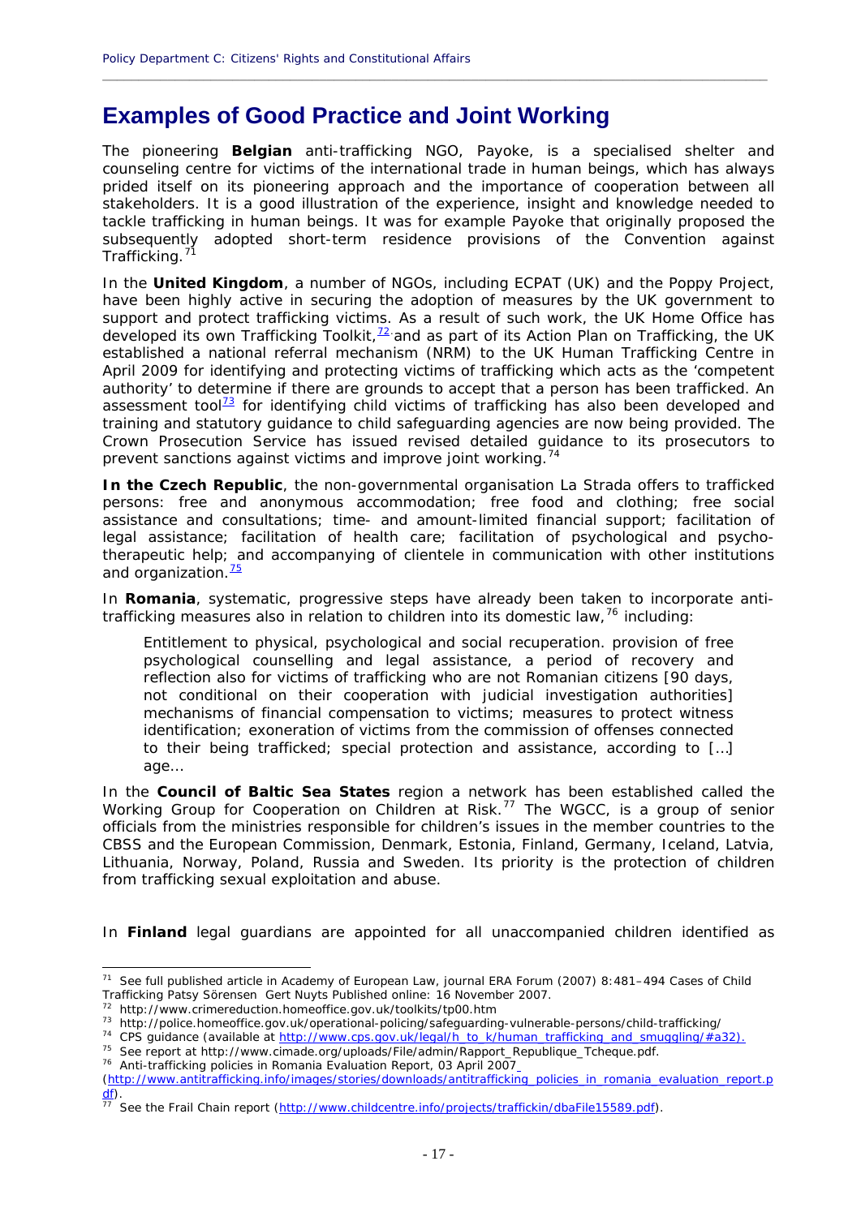## Examples of Good Practice and Joint Working

The pioneering **Belgian** anti-trafficking NGO, Payoke, is a specialised shelter and counseling centre for victims of the international trade in human beings, which has always prided itself on its pioneering approach and the importance of cooperation between all stakeholders. It is a good illustration of the experience, insight and knowledge needed to tackle trafficking in human beings. It was for example Payoke that originally proposed the subsequently adopted short-term residence provisions of the Convention against Trafficking.[71]

In the **United Kingdom**, a number of NGOs, including ECPAT (UK) and the Poppy Project, have been highly active in securing the adoption of measures by the UK government to support and protect trafficking victims. As a result of such work, the UK Home Office has developed its own Trafficking Toolkit,[72] and as part of its Action Plan on Trafficking, the UK established a national referral mechanism (NRM) to the UK Human Trafficking Centre in April 2009 for identifying and protecting victims of trafficking which acts as the 'competent authority' to determine if there are grounds to accept that a person has been trafficked. An assessment tool[73] for identifying child victims of trafficking has also been developed and training and statutory guidance to child safeguarding agencies are now being provided. The Crown Prosecution Service has issued revised detailed guidance to its prosecutors to prevent sanctions against victims and improve joint working.[74]

**In the Czech Republic**, the non-governmental organisation La Strada offers to trafficked persons: free and anonymous accommodation; free food and clothing; free social assistance and consultations; time- and amount-limited financial support; facilitation of legal assistance; facilitation of health care; facilitation of psychological and psycho-therapeutic help; and accompanying of clientele in communication with other institutions and organization.[75]

In **Romania**, systematic, progressive steps have already been taken to incorporate anti-trafficking measures also in relation to children into its domestic law,[76] including:

> Entitlement to physical, psychological and social recuperation. provision of free psychological counselling and legal assistance, a period of recovery and reflection also for victims of trafficking who are not Romanian citizens [90 days, not conditional on their cooperation with judicial investigation authorities] mechanisms of financial compensation to victims; measures to protect witness identification; exoneration of victims from the commission of offenses connected to their being trafficked; special protection and assistance, according to […] age…

In the **Council of Baltic Sea States** region a network has been established called the Working Group for Cooperation on Children at Risk.[77] The WGCC, is a group of senior officials from the ministries responsible for children's issues in the member countries to the CBSS and the European Commission, Denmark, Estonia, Finland, Germany, Iceland, Latvia, Lithuania, Norway, Poland, Russia and Sweden. Its priority is the protection of children from trafficking sexual exploitation and abuse.

In **Finland** legal guardians are appointed for all unaccompanied children identified as

---

[71] See full published article in Academy of European Law, journal ERA Forum (2007) 8:481–494 Cases of Child Trafficking Patsy Sörensen Gert Nuyts Published online: 16 November 2007.

[72] http://www.crimereduction.homeoffice.gov.uk/toolkits/tp00.htm

[73] http://police.homeoffice.gov.uk/operational-policing/safeguarding-vulnerable-persons/child-trafficking/

[74] CPS guidance (available at http://www.cps.gov.uk/legal/h_to_k/human_trafficking_and_smuggling/#a32).

[75] See report at http://www.cimade.org/uploads/File/admin/Rapport_Republique_Tcheque.pdf.

[76] Anti-trafficking policies in Romania Evaluation Report, 03 April 2007 (http://www.antitrafficking.info/images/stories/downloads/antitrafficking_policies_in_romania_evaluation_report.pdf).

[77] See the Frail Chain report (http://www.childcentre.info/projects/traffickin/dbaFile15589.pdf).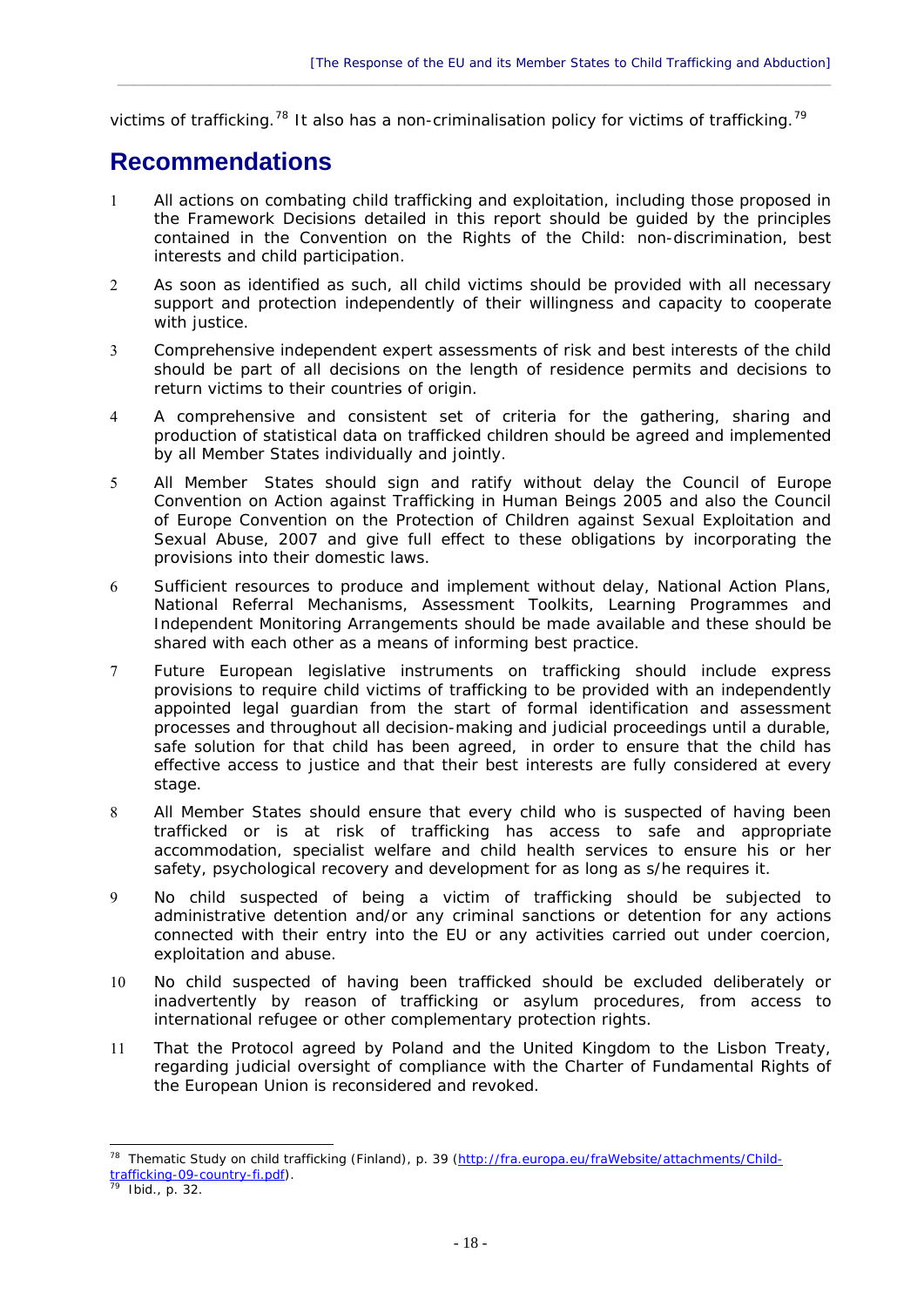victims of trafficking.[78] It also has a non-criminalisation policy for victims of trafficking.[79]

## Recommendations

1. All actions on combating child trafficking and exploitation, including those proposed in the Framework Decisions detailed in this report should be guided by the principles contained in the Convention on the Rights of the Child: non-discrimination, best interests and child participation.
2. As soon as identified as such, all child victims should be provided with all necessary support and protection independently of their willingness and capacity to cooperate with justice.
3. Comprehensive independent expert assessments of risk and best interests of the child should be part of all decisions on the length of residence permits and decisions to return victims to their countries of origin.
4. A comprehensive and consistent set of criteria for the gathering, sharing and production of statistical data on trafficked children should be agreed and implemented by all Member States individually and jointly.
5. All Member States should sign and ratify without delay the Council of Europe Convention on Action against Trafficking in Human Beings 2005 and also the Council of Europe Convention on the Protection of Children against Sexual Exploitation and Sexual Abuse, 2007 and give full effect to these obligations by incorporating the provisions into their domestic laws.
6. Sufficient resources to produce and implement without delay, National Action Plans, National Referral Mechanisms, Assessment Toolkits, Learning Programmes and Independent Monitoring Arrangements should be made available and these should be shared with each other as a means of informing best practice.
7. Future European legislative instruments on trafficking should include express provisions to require child victims of trafficking to be provided with an independently appointed legal guardian from the start of formal identification and assessment processes and throughout all decision-making and judicial proceedings until a durable, safe solution for that child has been agreed, in order to ensure that the child has effective access to justice and that their best interests are fully considered at every stage.
8. All Member States should ensure that every child who is suspected of having been trafficked or is at risk of trafficking has access to safe and appropriate accommodation, specialist welfare and child health services to ensure his or her safety, psychological recovery and development for as long as s/he requires it.
9. No child suspected of being a victim of trafficking should be subjected to administrative detention and/or any criminal sanctions or detention for any actions connected with their entry into the EU or any activities carried out under coercion, exploitation and abuse.
10. No child suspected of having been trafficked should be excluded deliberately or inadvertently by reason of trafficking or asylum procedures, from access to international refugee or other complementary protection rights.
11. That the Protocol agreed by Poland and the United Kingdom to the Lisbon Treaty, regarding judicial oversight of compliance with the Charter of Fundamental Rights of the European Union is reconsidered and revoked.

---

[78] Thematic Study on child trafficking (Finland), p. 39 (http://fra.europa.eu/fraWebsite/attachments/Child-trafficking-09-country-fi.pdf).

[79] Ibid., p. 32.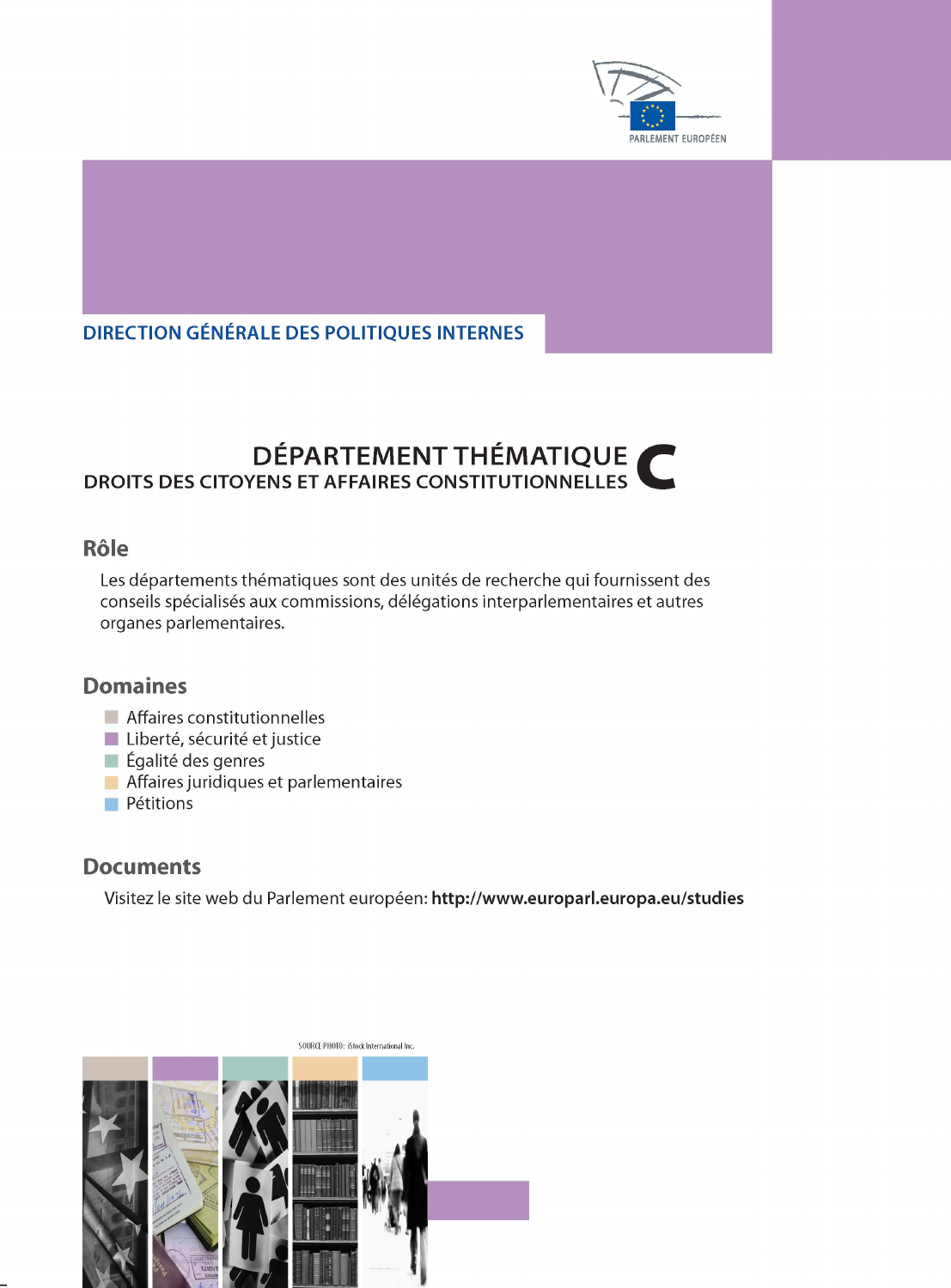PARLEMENT EUROPÉEN

DIRECTION GÉNÉRALE DES POLITIQUES INTERNES

# DÉPARTEMENT THÉMATIQUE C
## DROITS DES CITOYENS ET AFFAIRES CONSTITUTIONNELLES

## Rôle

Les départements thématiques sont des unités de recherche qui fournissent des conseils spécialisés aux commissions, délégations interparlementaires et autres organes parlementaires.

## Domaines

- Affaires constitutionnelles
- Liberté, sécurité et justice
- Égalité des genres
- Affaires juridiques et parlementaires
- Pétitions

## Documents

Visitez le site web du Parlement européen: **http://www.europarl.europa.eu/studies**

SOURCE PHOTO: iStock International Inc.